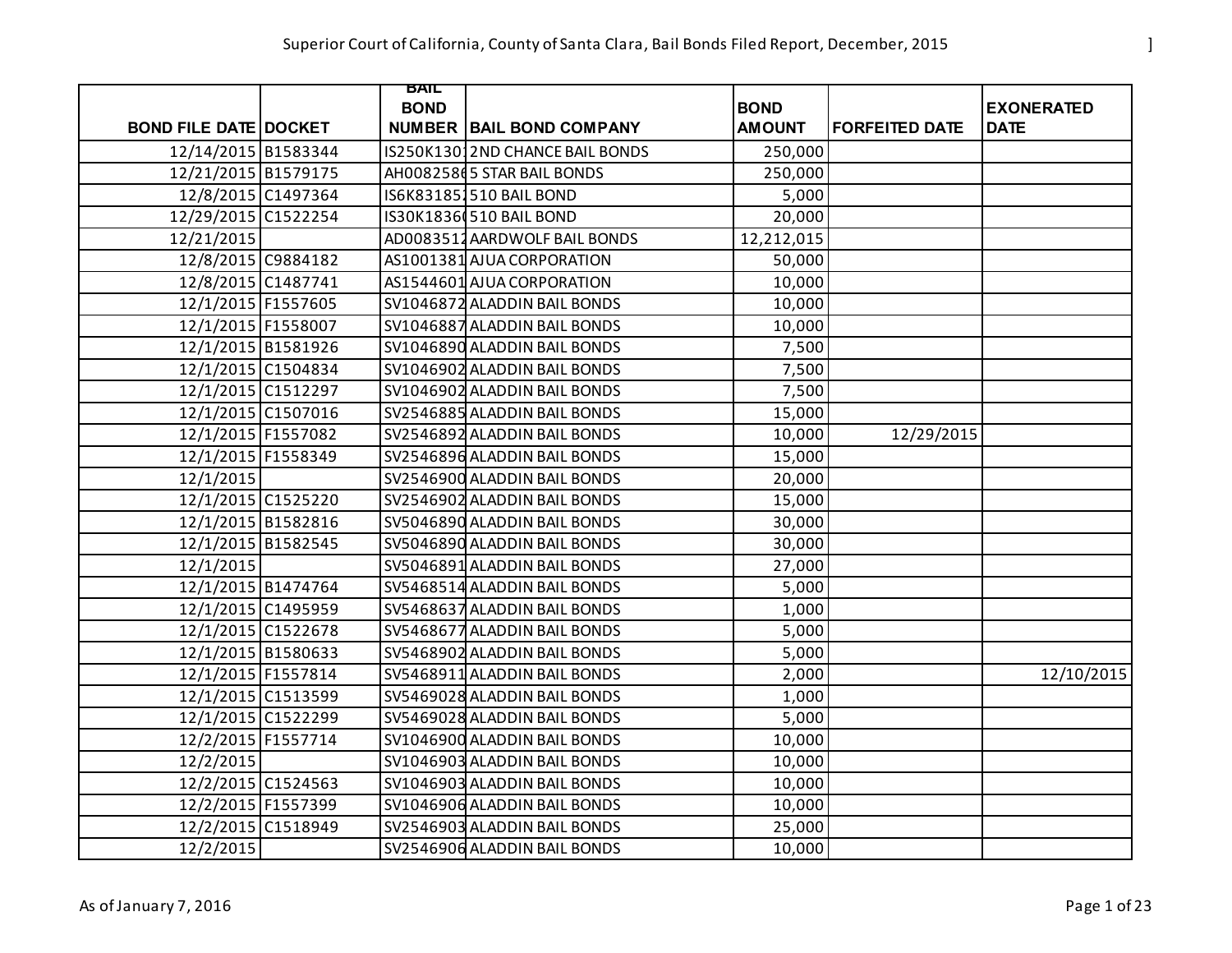# Superior Court of California, County of Santa Clara, Bail Bonds Filed Report, December, 2015

| BOND FILE DATE | DOCKET | BAIL BOND NUMBER | BAIL BOND COMPANY | BOND AMOUNT | FORFEITED DATE | EXONERATED DATE |
|---|---|---|---|---|---|---|
| 12/14/2015 | B1583344 | IS250K130 | 2ND CHANCE BAIL BONDS | 250,000 | | |
| 12/21/2015 | B1579175 | AH0082586 | 5 STAR BAIL BONDS | 250,000 | | |
| 12/8/2015 | C1497364 | IS6K83185 | 510 BAIL BOND | 5,000 | | |
| 12/29/2015 | C1522254 | IS30K1836 | 510 BAIL BOND | 20,000 | | |
| 12/21/2015 | | AD0083512 | AARDWOLF BAIL BONDS | 12,212,015 | | |
| 12/8/2015 | C9884182 | AS1001381 | AJUA CORPORATION | 50,000 | | |
| 12/8/2015 | C1487741 | AS1544601 | AJUA CORPORATION | 10,000 | | |
| 12/1/2015 | F1557605 | SV1046872 | ALADDIN BAIL BONDS | 10,000 | | |
| 12/1/2015 | F1558007 | SV1046887 | ALADDIN BAIL BONDS | 10,000 | | |
| 12/1/2015 | B1581926 | SV1046890 | ALADDIN BAIL BONDS | 7,500 | | |
| 12/1/2015 | C1504834 | SV1046902 | ALADDIN BAIL BONDS | 7,500 | | |
| 12/1/2015 | C1512297 | SV1046902 | ALADDIN BAIL BONDS | 7,500 | | |
| 12/1/2015 | C1507016 | SV2546885 | ALADDIN BAIL BONDS | 15,000 | | |
| 12/1/2015 | F1557082 | SV2546892 | ALADDIN BAIL BONDS | 10,000 | 12/29/2015 | |
| 12/1/2015 | F1558349 | SV2546896 | ALADDIN BAIL BONDS | 15,000 | | |
| 12/1/2015 | | SV2546900 | ALADDIN BAIL BONDS | 20,000 | | |
| 12/1/2015 | C1525220 | SV2546902 | ALADDIN BAIL BONDS | 15,000 | | |
| 12/1/2015 | B1582816 | SV5046890 | ALADDIN BAIL BONDS | 30,000 | | |
| 12/1/2015 | B1582545 | SV5046890 | ALADDIN BAIL BONDS | 30,000 | | |
| 12/1/2015 | | SV5046891 | ALADDIN BAIL BONDS | 27,000 | | |
| 12/1/2015 | B1474764 | SV5468514 | ALADDIN BAIL BONDS | 5,000 | | |
| 12/1/2015 | C1495959 | SV5468637 | ALADDIN BAIL BONDS | 1,000 | | |
| 12/1/2015 | C1522678 | SV5468677 | ALADDIN BAIL BONDS | 5,000 | | |
| 12/1/2015 | B1580633 | SV5468902 | ALADDIN BAIL BONDS | 5,000 | | |
| 12/1/2015 | F1557814 | SV5468911 | ALADDIN BAIL BONDS | 2,000 | | 12/10/2015 |
| 12/1/2015 | C1513599 | SV5469028 | ALADDIN BAIL BONDS | 1,000 | | |
| 12/1/2015 | C1522299 | SV5469028 | ALADDIN BAIL BONDS | 5,000 | | |
| 12/2/2015 | F1557714 | SV1046900 | ALADDIN BAIL BONDS | 10,000 | | |
| 12/2/2015 | | SV1046903 | ALADDIN BAIL BONDS | 10,000 | | |
| 12/2/2015 | C1524563 | SV1046903 | ALADDIN BAIL BONDS | 10,000 | | |
| 12/2/2015 | F1557399 | SV1046906 | ALADDIN BAIL BONDS | 10,000 | | |
| 12/2/2015 | C1518949 | SV2546903 | ALADDIN BAIL BONDS | 25,000 | | |
| 12/2/2015 | | SV2546906 | ALADDIN BAIL BONDS | 10,000 | | |

As of January 7, 2016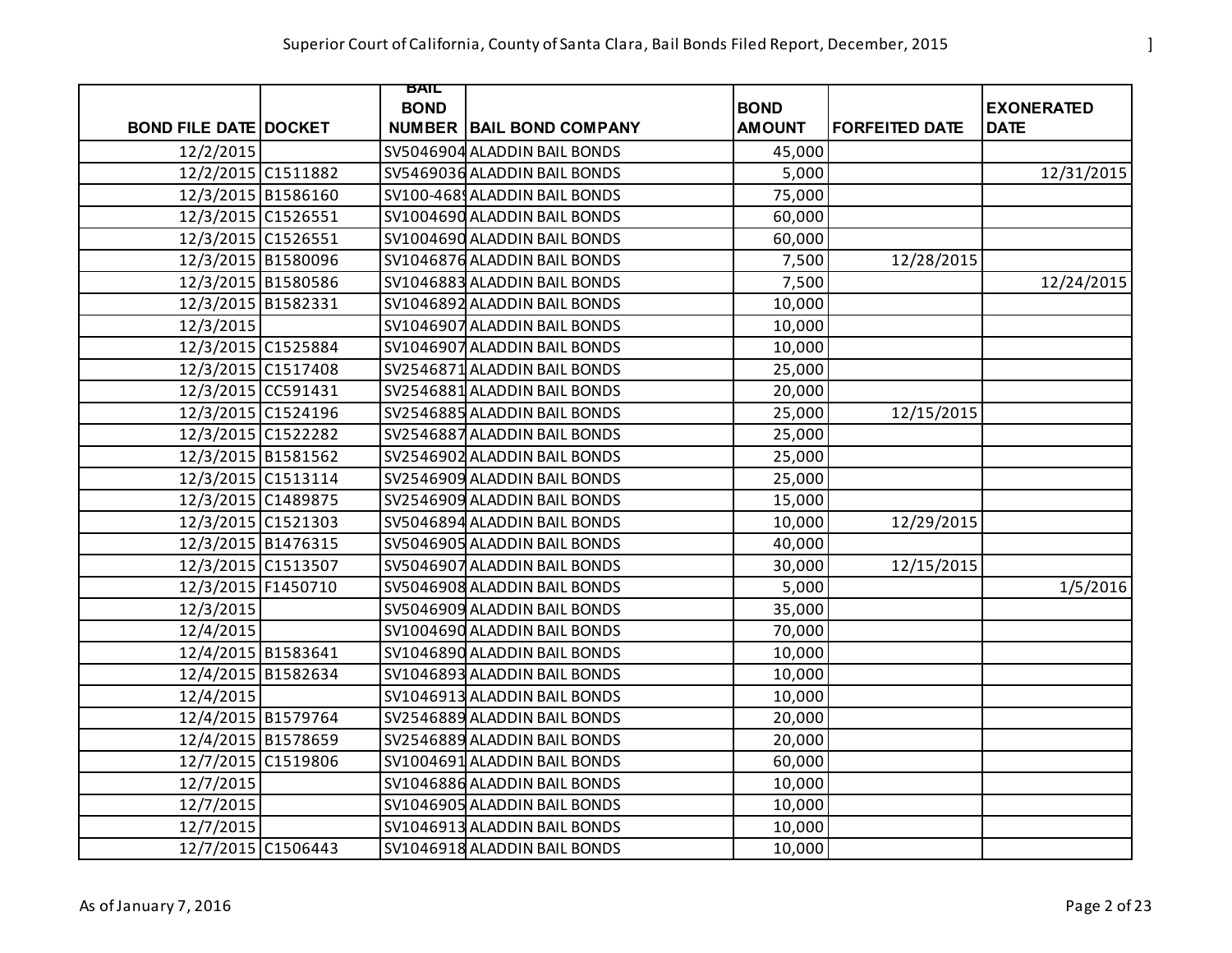| BOND FILE DATE | DOCKET | BAIL BOND NUMBER | BAIL BOND COMPANY | BOND AMOUNT | FORFEITED DATE | EXONERATED DATE |
|---|---|---|---|---|---|---|
| 12/2/2015 | | SV5046904 | ALADDIN BAIL BONDS | 45,000 | | |
| 12/2/2015 | C1511882 | SV5469036 | ALADDIN BAIL BONDS | 5,000 | | 12/31/2015 |
| 12/3/2015 | B1586160 | SV100-4689 | ALADDIN BAIL BONDS | 75,000 | | |
| 12/3/2015 | C1526551 | SV1004690 | ALADDIN BAIL BONDS | 60,000 | | |
| 12/3/2015 | C1526551 | SV1004690 | ALADDIN BAIL BONDS | 60,000 | | |
| 12/3/2015 | B1580096 | SV1046876 | ALADDIN BAIL BONDS | 7,500 | 12/28/2015 | |
| 12/3/2015 | B1580586 | SV1046883 | ALADDIN BAIL BONDS | 7,500 | | 12/24/2015 |
| 12/3/2015 | B1582331 | SV1046892 | ALADDIN BAIL BONDS | 10,000 | | |
| 12/3/2015 | | SV1046907 | ALADDIN BAIL BONDS | 10,000 | | |
| 12/3/2015 | C1525884 | SV1046907 | ALADDIN BAIL BONDS | 10,000 | | |
| 12/3/2015 | C1517408 | SV2546871 | ALADDIN BAIL BONDS | 25,000 | | |
| 12/3/2015 | CC591431 | SV2546881 | ALADDIN BAIL BONDS | 20,000 | | |
| 12/3/2015 | C1524196 | SV2546885 | ALADDIN BAIL BONDS | 25,000 | 12/15/2015 | |
| 12/3/2015 | C1522282 | SV2546887 | ALADDIN BAIL BONDS | 25,000 | | |
| 12/3/2015 | B1581562 | SV2546902 | ALADDIN BAIL BONDS | 25,000 | | |
| 12/3/2015 | C1513114 | SV2546909 | ALADDIN BAIL BONDS | 25,000 | | |
| 12/3/2015 | C1489875 | SV2546909 | ALADDIN BAIL BONDS | 15,000 | | |
| 12/3/2015 | C1521303 | SV5046894 | ALADDIN BAIL BONDS | 10,000 | 12/29/2015 | |
| 12/3/2015 | B1476315 | SV5046905 | ALADDIN BAIL BONDS | 40,000 | | |
| 12/3/2015 | C1513507 | SV5046907 | ALADDIN BAIL BONDS | 30,000 | 12/15/2015 | |
| 12/3/2015 | F1450710 | SV5046908 | ALADDIN BAIL BONDS | 5,000 | | 1/5/2016 |
| 12/3/2015 | | SV5046909 | ALADDIN BAIL BONDS | 35,000 | | |
| 12/4/2015 | | SV1004690 | ALADDIN BAIL BONDS | 70,000 | | |
| 12/4/2015 | B1583641 | SV1046890 | ALADDIN BAIL BONDS | 10,000 | | |
| 12/4/2015 | B1582634 | SV1046893 | ALADDIN BAIL BONDS | 10,000 | | |
| 12/4/2015 | | SV1046913 | ALADDIN BAIL BONDS | 10,000 | | |
| 12/4/2015 | B1579764 | SV2546889 | ALADDIN BAIL BONDS | 20,000 | | |
| 12/4/2015 | B1578659 | SV2546889 | ALADDIN BAIL BONDS | 20,000 | | |
| 12/7/2015 | C1519806 | SV1004691 | ALADDIN BAIL BONDS | 60,000 | | |
| 12/7/2015 | | SV1046886 | ALADDIN BAIL BONDS | 10,000 | | |
| 12/7/2015 | | SV1046905 | ALADDIN BAIL BONDS | 10,000 | | |
| 12/7/2015 | | SV1046913 | ALADDIN BAIL BONDS | 10,000 | | |
| 12/7/2015 | C1506443 | SV1046918 | ALADDIN BAIL BONDS | 10,000 | | |

As of January 7, 2016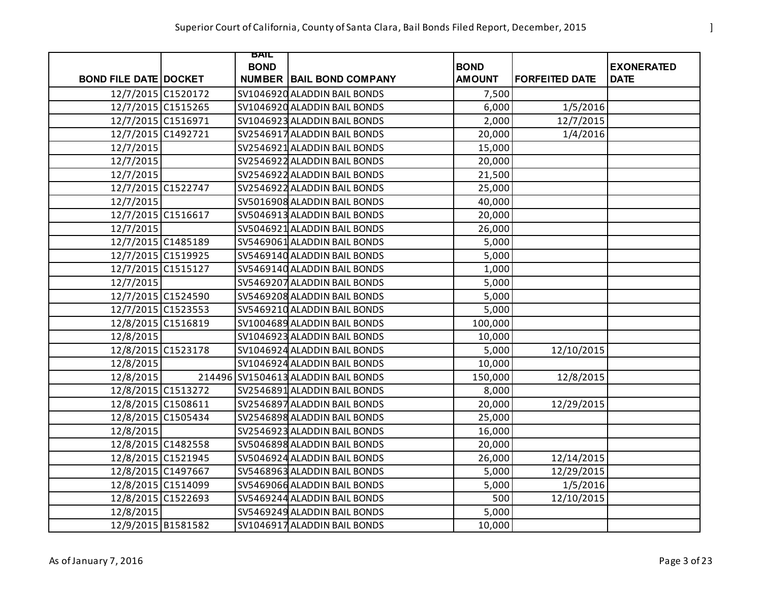| BOND FILE DATE | DOCKET | BAIL BOND NUMBER | BAIL BOND COMPANY | BOND AMOUNT | FORFEITED DATE | EXONERATED DATE |
|---|---|---|---|---|---|---|
| 12/7/2015 | C1520172 | SV1046920 | ALADDIN BAIL BONDS | 7,500 | | |
| 12/7/2015 | C1515265 | SV1046920 | ALADDIN BAIL BONDS | 6,000 | 1/5/2016 | |
| 12/7/2015 | C1516971 | SV1046923 | ALADDIN BAIL BONDS | 2,000 | 12/7/2015 | |
| 12/7/2015 | C1492721 | SV2546917 | ALADDIN BAIL BONDS | 20,000 | 1/4/2016 | |
| 12/7/2015 | | SV2546921 | ALADDIN BAIL BONDS | 15,000 | | |
| 12/7/2015 | | SV2546922 | ALADDIN BAIL BONDS | 20,000 | | |
| 12/7/2015 | | SV2546922 | ALADDIN BAIL BONDS | 21,500 | | |
| 12/7/2015 | C1522747 | SV2546922 | ALADDIN BAIL BONDS | 25,000 | | |
| 12/7/2015 | | SV5016908 | ALADDIN BAIL BONDS | 40,000 | | |
| 12/7/2015 | C1516617 | SV5046913 | ALADDIN BAIL BONDS | 20,000 | | |
| 12/7/2015 | | SV5046921 | ALADDIN BAIL BONDS | 26,000 | | |
| 12/7/2015 | C1485189 | SV5469061 | ALADDIN BAIL BONDS | 5,000 | | |
| 12/7/2015 | C1519925 | SV5469140 | ALADDIN BAIL BONDS | 5,000 | | |
| 12/7/2015 | C1515127 | SV5469140 | ALADDIN BAIL BONDS | 1,000 | | |
| 12/7/2015 | | SV5469207 | ALADDIN BAIL BONDS | 5,000 | | |
| 12/7/2015 | C1524590 | SV5469208 | ALADDIN BAIL BONDS | 5,000 | | |
| 12/7/2015 | C1523553 | SV5469210 | ALADDIN BAIL BONDS | 5,000 | | |
| 12/8/2015 | C1516819 | SV1004689 | ALADDIN BAIL BONDS | 100,000 | | |
| 12/8/2015 | | SV1046923 | ALADDIN BAIL BONDS | 10,000 | | |
| 12/8/2015 | C1523178 | SV1046924 | ALADDIN BAIL BONDS | 5,000 | 12/10/2015 | |
| 12/8/2015 | | SV1046924 | ALADDIN BAIL BONDS | 10,000 | | |
| 12/8/2015 | 214496 | SV1504613 | ALADDIN BAIL BONDS | 150,000 | 12/8/2015 | |
| 12/8/2015 | C1513272 | SV2546891 | ALADDIN BAIL BONDS | 8,000 | | |
| 12/8/2015 | C1508611 | SV2546897 | ALADDIN BAIL BONDS | 20,000 | 12/29/2015 | |
| 12/8/2015 | C1505434 | SV2546898 | ALADDIN BAIL BONDS | 25,000 | | |
| 12/8/2015 | | SV2546923 | ALADDIN BAIL BONDS | 16,000 | | |
| 12/8/2015 | C1482558 | SV5046898 | ALADDIN BAIL BONDS | 20,000 | | |
| 12/8/2015 | C1521945 | SV5046924 | ALADDIN BAIL BONDS | 26,000 | 12/14/2015 | |
| 12/8/2015 | C1497667 | SV5468963 | ALADDIN BAIL BONDS | 5,000 | 12/29/2015 | |
| 12/8/2015 | C1514099 | SV5469066 | ALADDIN BAIL BONDS | 5,000 | 1/5/2016 | |
| 12/8/2015 | C1522693 | SV5469244 | ALADDIN BAIL BONDS | 500 | 12/10/2015 | |
| 12/8/2015 | | SV5469249 | ALADDIN BAIL BONDS | 5,000 | | |
| 12/9/2015 | B1581582 | SV1046917 | ALADDIN BAIL BONDS | 10,000 | | |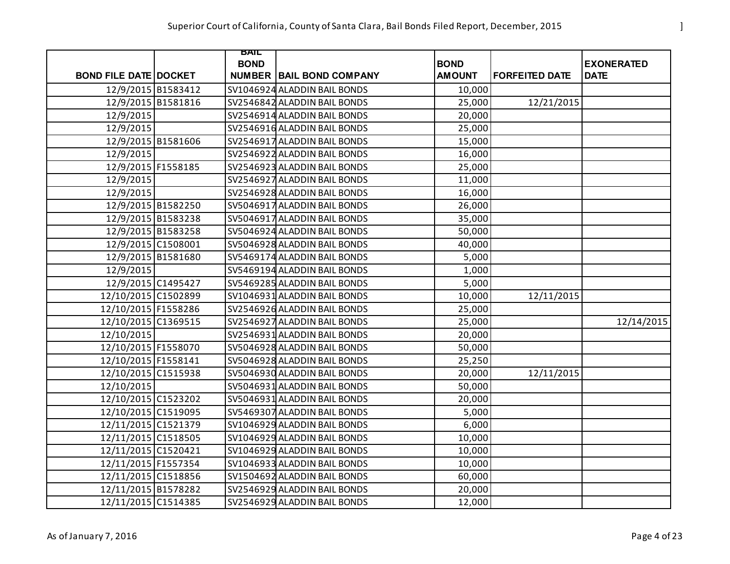| BOND FILE DATE | DOCKET | BAIL BOND NUMBER | BAIL BOND COMPANY | BOND AMOUNT | FORFEITED DATE | EXONERATED DATE |
|---|---|---|---|---|---|---|
| 12/9/2015 | B1583412 | SV1046924 | ALADDIN BAIL BONDS | 10,000 | | |
| 12/9/2015 | B1581816 | SV2546842 | ALADDIN BAIL BONDS | 25,000 | 12/21/2015 | |
| 12/9/2015 | | SV2546914 | ALADDIN BAIL BONDS | 20,000 | | |
| 12/9/2015 | | SV2546916 | ALADDIN BAIL BONDS | 25,000 | | |
| 12/9/2015 | B1581606 | SV2546917 | ALADDIN BAIL BONDS | 15,000 | | |
| 12/9/2015 | | SV2546922 | ALADDIN BAIL BONDS | 16,000 | | |
| 12/9/2015 | F1558185 | SV2546923 | ALADDIN BAIL BONDS | 25,000 | | |
| 12/9/2015 | | SV2546927 | ALADDIN BAIL BONDS | 11,000 | | |
| 12/9/2015 | | SV2546928 | ALADDIN BAIL BONDS | 16,000 | | |
| 12/9/2015 | B1582250 | SV5046917 | ALADDIN BAIL BONDS | 26,000 | | |
| 12/9/2015 | B1583238 | SV5046917 | ALADDIN BAIL BONDS | 35,000 | | |
| 12/9/2015 | B1583258 | SV5046924 | ALADDIN BAIL BONDS | 50,000 | | |
| 12/9/2015 | C1508001 | SV5046928 | ALADDIN BAIL BONDS | 40,000 | | |
| 12/9/2015 | B1581680 | SV5469174 | ALADDIN BAIL BONDS | 5,000 | | |
| 12/9/2015 | | SV5469194 | ALADDIN BAIL BONDS | 1,000 | | |
| 12/9/2015 | C1495427 | SV5469285 | ALADDIN BAIL BONDS | 5,000 | | |
| 12/10/2015 | C1502899 | SV1046931 | ALADDIN BAIL BONDS | 10,000 | 12/11/2015 | |
| 12/10/2015 | F1558286 | SV2546926 | ALADDIN BAIL BONDS | 25,000 | | |
| 12/10/2015 | C1369515 | SV2546927 | ALADDIN BAIL BONDS | 25,000 | | 12/14/2015 |
| 12/10/2015 | | SV2546931 | ALADDIN BAIL BONDS | 20,000 | | |
| 12/10/2015 | F1558070 | SV5046928 | ALADDIN BAIL BONDS | 50,000 | | |
| 12/10/2015 | F1558141 | SV5046928 | ALADDIN BAIL BONDS | 25,250 | | |
| 12/10/2015 | C1515938 | SV5046930 | ALADDIN BAIL BONDS | 20,000 | 12/11/2015 | |
| 12/10/2015 | | SV5046931 | ALADDIN BAIL BONDS | 50,000 | | |
| 12/10/2015 | C1523202 | SV5046931 | ALADDIN BAIL BONDS | 20,000 | | |
| 12/10/2015 | C1519095 | SV5469307 | ALADDIN BAIL BONDS | 5,000 | | |
| 12/11/2015 | C1521379 | SV1046929 | ALADDIN BAIL BONDS | 6,000 | | |
| 12/11/2015 | C1518505 | SV1046929 | ALADDIN BAIL BONDS | 10,000 | | |
| 12/11/2015 | C1520421 | SV1046929 | ALADDIN BAIL BONDS | 10,000 | | |
| 12/11/2015 | F1557354 | SV1046933 | ALADDIN BAIL BONDS | 10,000 | | |
| 12/11/2015 | C1518856 | SV1504692 | ALADDIN BAIL BONDS | 60,000 | | |
| 12/11/2015 | B1578282 | SV2546929 | ALADDIN BAIL BONDS | 20,000 | | |
| 12/11/2015 | C1514385 | SV2546929 | ALADDIN BAIL BONDS | 12,000 | | |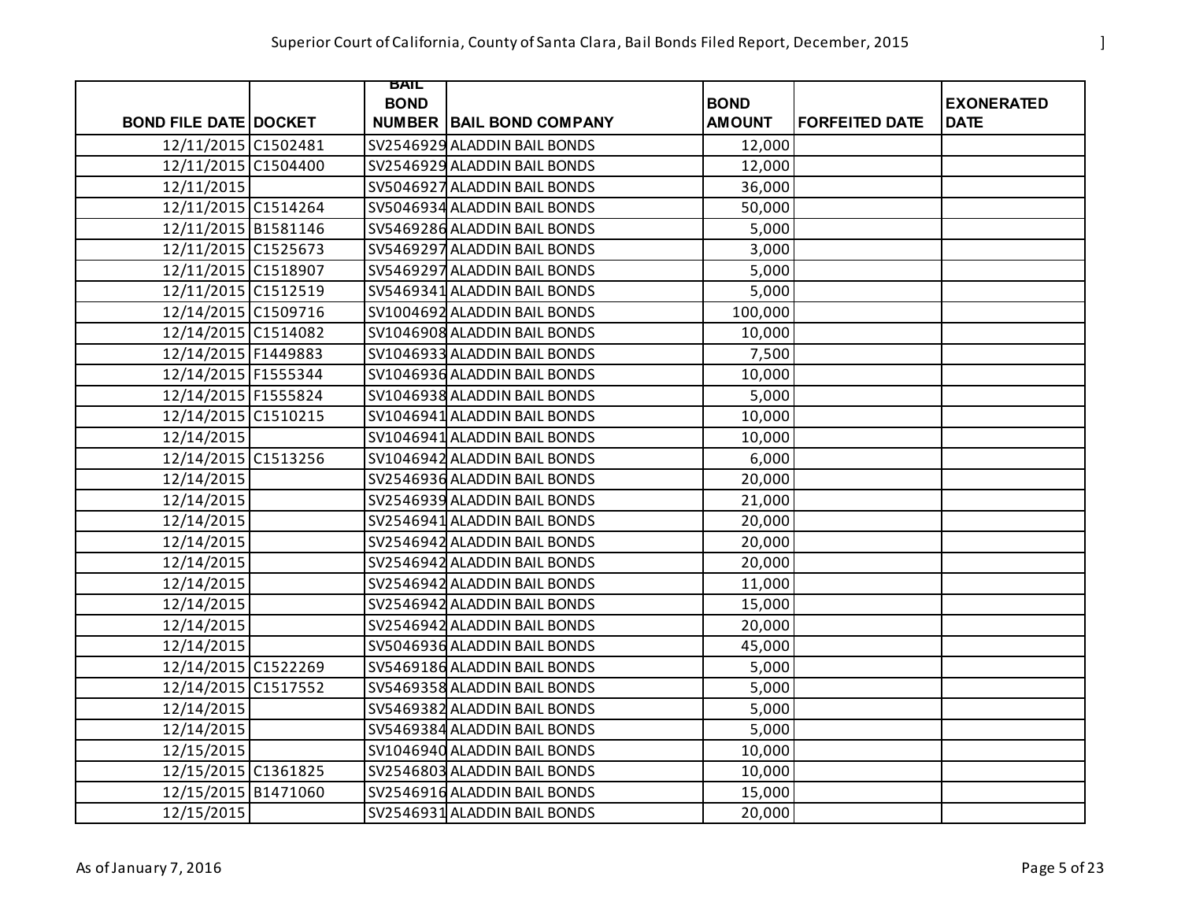| BOND FILE DATE | DOCKET | BAIL BOND NUMBER | BAIL BOND COMPANY | BOND AMOUNT | FORFEITED DATE | EXONERATED DATE |
|---|---|---|---|---|---|---|
| 12/11/2015 | C1502481 | SV2546929 | ALADDIN BAIL BONDS | 12,000 | | |
| 12/11/2015 | C1504400 | SV2546929 | ALADDIN BAIL BONDS | 12,000 | | |
| 12/11/2015 | | SV5046927 | ALADDIN BAIL BONDS | 36,000 | | |
| 12/11/2015 | C1514264 | SV5046934 | ALADDIN BAIL BONDS | 50,000 | | |
| 12/11/2015 | B1581146 | SV5469286 | ALADDIN BAIL BONDS | 5,000 | | |
| 12/11/2015 | C1525673 | SV5469297 | ALADDIN BAIL BONDS | 3,000 | | |
| 12/11/2015 | C1518907 | SV5469297 | ALADDIN BAIL BONDS | 5,000 | | |
| 12/11/2015 | C1512519 | SV5469341 | ALADDIN BAIL BONDS | 5,000 | | |
| 12/14/2015 | C1509716 | SV1004692 | ALADDIN BAIL BONDS | 100,000 | | |
| 12/14/2015 | C1514082 | SV1046908 | ALADDIN BAIL BONDS | 10,000 | | |
| 12/14/2015 | F1449883 | SV1046933 | ALADDIN BAIL BONDS | 7,500 | | |
| 12/14/2015 | F1555344 | SV1046936 | ALADDIN BAIL BONDS | 10,000 | | |
| 12/14/2015 | F1555824 | SV1046938 | ALADDIN BAIL BONDS | 5,000 | | |
| 12/14/2015 | C1510215 | SV1046941 | ALADDIN BAIL BONDS | 10,000 | | |
| 12/14/2015 | | SV1046941 | ALADDIN BAIL BONDS | 10,000 | | |
| 12/14/2015 | C1513256 | SV1046942 | ALADDIN BAIL BONDS | 6,000 | | |
| 12/14/2015 | | SV2546936 | ALADDIN BAIL BONDS | 20,000 | | |
| 12/14/2015 | | SV2546939 | ALADDIN BAIL BONDS | 21,000 | | |
| 12/14/2015 | | SV2546941 | ALADDIN BAIL BONDS | 20,000 | | |
| 12/14/2015 | | SV2546942 | ALADDIN BAIL BONDS | 20,000 | | |
| 12/14/2015 | | SV2546942 | ALADDIN BAIL BONDS | 20,000 | | |
| 12/14/2015 | | SV2546942 | ALADDIN BAIL BONDS | 11,000 | | |
| 12/14/2015 | | SV2546942 | ALADDIN BAIL BONDS | 15,000 | | |
| 12/14/2015 | | SV2546942 | ALADDIN BAIL BONDS | 20,000 | | |
| 12/14/2015 | | SV5046936 | ALADDIN BAIL BONDS | 45,000 | | |
| 12/14/2015 | C1522269 | SV5469186 | ALADDIN BAIL BONDS | 5,000 | | |
| 12/14/2015 | C1517552 | SV5469358 | ALADDIN BAIL BONDS | 5,000 | | |
| 12/14/2015 | | SV5469382 | ALADDIN BAIL BONDS | 5,000 | | |
| 12/14/2015 | | SV5469384 | ALADDIN BAIL BONDS | 5,000 | | |
| 12/15/2015 | | SV1046940 | ALADDIN BAIL BONDS | 10,000 | | |
| 12/15/2015 | C1361825 | SV2546803 | ALADDIN BAIL BONDS | 10,000 | | |
| 12/15/2015 | B1471060 | SV2546916 | ALADDIN BAIL BONDS | 15,000 | | |
| 12/15/2015 | | SV2546931 | ALADDIN BAIL BONDS | 20,000 | | |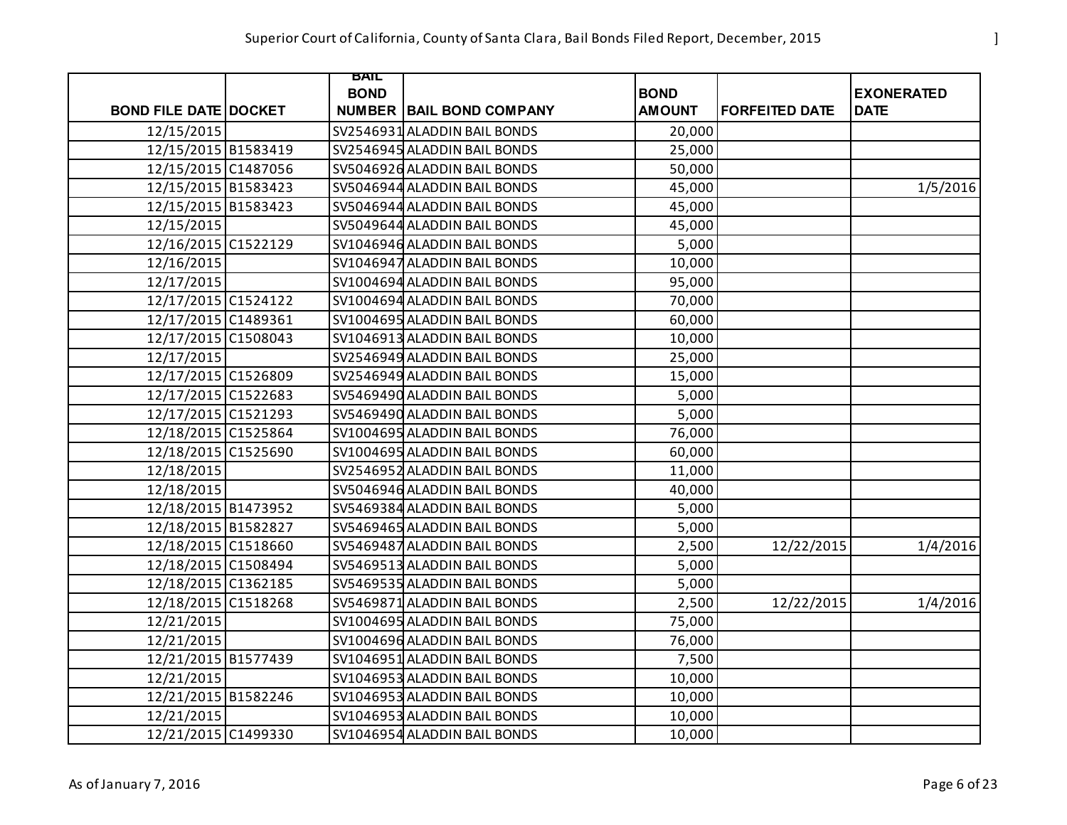| BOND FILE DATE | DOCKET | BAIL BOND NUMBER | BAIL BOND COMPANY | BOND AMOUNT | FORFEITED DATE | EXONERATED DATE |
|---|---|---|---|---|---|---|
| 12/15/2015 | | SV2546931 | ALADDIN BAIL BONDS | 20,000 | | |
| 12/15/2015 | B1583419 | SV2546945 | ALADDIN BAIL BONDS | 25,000 | | |
| 12/15/2015 | C1487056 | SV5046926 | ALADDIN BAIL BONDS | 50,000 | | |
| 12/15/2015 | B1583423 | SV5046944 | ALADDIN BAIL BONDS | 45,000 | | 1/5/2016 |
| 12/15/2015 | B1583423 | SV5046944 | ALADDIN BAIL BONDS | 45,000 | | |
| 12/15/2015 | | SV5049644 | ALADDIN BAIL BONDS | 45,000 | | |
| 12/16/2015 | C1522129 | SV1046946 | ALADDIN BAIL BONDS | 5,000 | | |
| 12/16/2015 | | SV1046947 | ALADDIN BAIL BONDS | 10,000 | | |
| 12/17/2015 | | SV1004694 | ALADDIN BAIL BONDS | 95,000 | | |
| 12/17/2015 | C1524122 | SV1004694 | ALADDIN BAIL BONDS | 70,000 | | |
| 12/17/2015 | C1489361 | SV1004695 | ALADDIN BAIL BONDS | 60,000 | | |
| 12/17/2015 | C1508043 | SV1046913 | ALADDIN BAIL BONDS | 10,000 | | |
| 12/17/2015 | | SV2546949 | ALADDIN BAIL BONDS | 25,000 | | |
| 12/17/2015 | C1526809 | SV2546949 | ALADDIN BAIL BONDS | 15,000 | | |
| 12/17/2015 | C1522683 | SV5469490 | ALADDIN BAIL BONDS | 5,000 | | |
| 12/17/2015 | C1521293 | SV5469490 | ALADDIN BAIL BONDS | 5,000 | | |
| 12/18/2015 | C1525864 | SV1004695 | ALADDIN BAIL BONDS | 76,000 | | |
| 12/18/2015 | C1525690 | SV1004695 | ALADDIN BAIL BONDS | 60,000 | | |
| 12/18/2015 | | SV2546952 | ALADDIN BAIL BONDS | 11,000 | | |
| 12/18/2015 | | SV5046946 | ALADDIN BAIL BONDS | 40,000 | | |
| 12/18/2015 | B1473952 | SV5469384 | ALADDIN BAIL BONDS | 5,000 | | |
| 12/18/2015 | B1582827 | SV5469465 | ALADDIN BAIL BONDS | 5,000 | | |
| 12/18/2015 | C1518660 | SV5469487 | ALADDIN BAIL BONDS | 2,500 | 12/22/2015 | 1/4/2016 |
| 12/18/2015 | C1508494 | SV5469513 | ALADDIN BAIL BONDS | 5,000 | | |
| 12/18/2015 | C1362185 | SV5469535 | ALADDIN BAIL BONDS | 5,000 | | |
| 12/18/2015 | C1518268 | SV5469871 | ALADDIN BAIL BONDS | 2,500 | 12/22/2015 | 1/4/2016 |
| 12/21/2015 | | SV1004695 | ALADDIN BAIL BONDS | 75,000 | | |
| 12/21/2015 | | SV1004696 | ALADDIN BAIL BONDS | 76,000 | | |
| 12/21/2015 | B1577439 | SV1046951 | ALADDIN BAIL BONDS | 7,500 | | |
| 12/21/2015 | | SV1046953 | ALADDIN BAIL BONDS | 10,000 | | |
| 12/21/2015 | B1582246 | SV1046953 | ALADDIN BAIL BONDS | 10,000 | | |
| 12/21/2015 | | SV1046953 | ALADDIN BAIL BONDS | 10,000 | | |
| 12/21/2015 | C1499330 | SV1046954 | ALADDIN BAIL BONDS | 10,000 | | |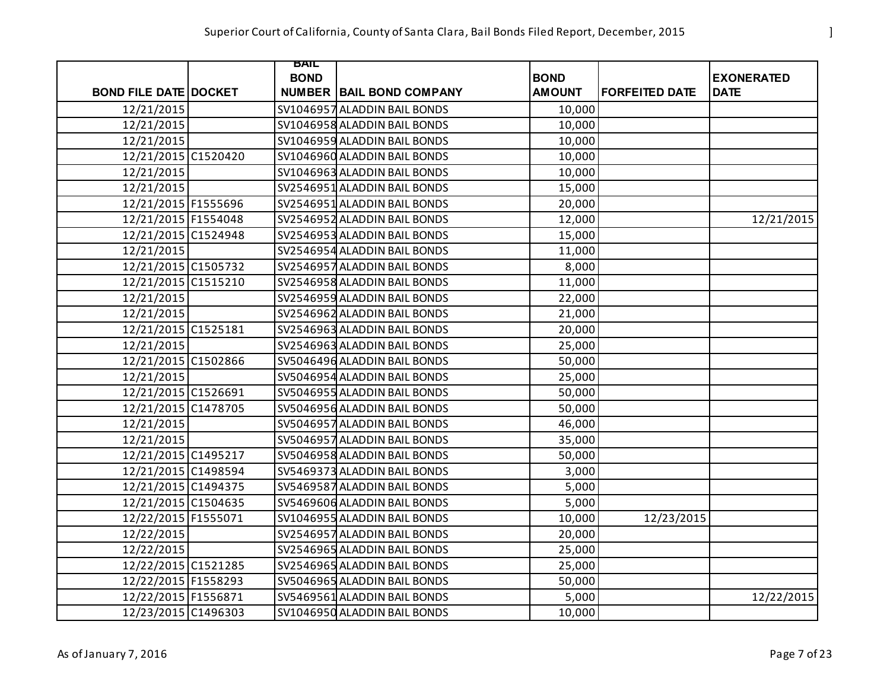| BOND FILE DATE | DOCKET | BAIL BOND NUMBER | BAIL BOND COMPANY | BOND AMOUNT | FORFEITED DATE | EXONERATED DATE |
|---|---|---|---|---|---|---|
| 12/21/2015 | | SV1046957 | ALADDIN BAIL BONDS | 10,000 | | |
| 12/21/2015 | | SV1046958 | ALADDIN BAIL BONDS | 10,000 | | |
| 12/21/2015 | | SV1046959 | ALADDIN BAIL BONDS | 10,000 | | |
| 12/21/2015 | C1520420 | SV1046960 | ALADDIN BAIL BONDS | 10,000 | | |
| 12/21/2015 | | SV1046963 | ALADDIN BAIL BONDS | 10,000 | | |
| 12/21/2015 | | SV2546951 | ALADDIN BAIL BONDS | 15,000 | | |
| 12/21/2015 | F1555696 | SV2546951 | ALADDIN BAIL BONDS | 20,000 | | |
| 12/21/2015 | F1554048 | SV2546952 | ALADDIN BAIL BONDS | 12,000 | | 12/21/2015 |
| 12/21/2015 | C1524948 | SV2546953 | ALADDIN BAIL BONDS | 15,000 | | |
| 12/21/2015 | | SV2546954 | ALADDIN BAIL BONDS | 11,000 | | |
| 12/21/2015 | C1505732 | SV2546957 | ALADDIN BAIL BONDS | 8,000 | | |
| 12/21/2015 | C1515210 | SV2546958 | ALADDIN BAIL BONDS | 11,000 | | |
| 12/21/2015 | | SV2546959 | ALADDIN BAIL BONDS | 22,000 | | |
| 12/21/2015 | | SV2546962 | ALADDIN BAIL BONDS | 21,000 | | |
| 12/21/2015 | C1525181 | SV2546963 | ALADDIN BAIL BONDS | 20,000 | | |
| 12/21/2015 | | SV2546963 | ALADDIN BAIL BONDS | 25,000 | | |
| 12/21/2015 | C1502866 | SV5046496 | ALADDIN BAIL BONDS | 50,000 | | |
| 12/21/2015 | | SV5046954 | ALADDIN BAIL BONDS | 25,000 | | |
| 12/21/2015 | C1526691 | SV5046955 | ALADDIN BAIL BONDS | 50,000 | | |
| 12/21/2015 | C1478705 | SV5046956 | ALADDIN BAIL BONDS | 50,000 | | |
| 12/21/2015 | | SV5046957 | ALADDIN BAIL BONDS | 46,000 | | |
| 12/21/2015 | | SV5046957 | ALADDIN BAIL BONDS | 35,000 | | |
| 12/21/2015 | C1495217 | SV5046958 | ALADDIN BAIL BONDS | 50,000 | | |
| 12/21/2015 | C1498594 | SV5469373 | ALADDIN BAIL BONDS | 3,000 | | |
| 12/21/2015 | C1494375 | SV5469587 | ALADDIN BAIL BONDS | 5,000 | | |
| 12/21/2015 | C1504635 | SV5469606 | ALADDIN BAIL BONDS | 5,000 | | |
| 12/22/2015 | F1555071 | SV1046955 | ALADDIN BAIL BONDS | 10,000 | 12/23/2015 | |
| 12/22/2015 | | SV2546957 | ALADDIN BAIL BONDS | 20,000 | | |
| 12/22/2015 | | SV2546965 | ALADDIN BAIL BONDS | 25,000 | | |
| 12/22/2015 | C1521285 | SV2546965 | ALADDIN BAIL BONDS | 25,000 | | |
| 12/22/2015 | F1558293 | SV5046965 | ALADDIN BAIL BONDS | 50,000 | | |
| 12/22/2015 | F1556871 | SV5469561 | ALADDIN BAIL BONDS | 5,000 | | 12/22/2015 |
| 12/23/2015 | C1496303 | SV1046950 | ALADDIN BAIL BONDS | 10,000 | | |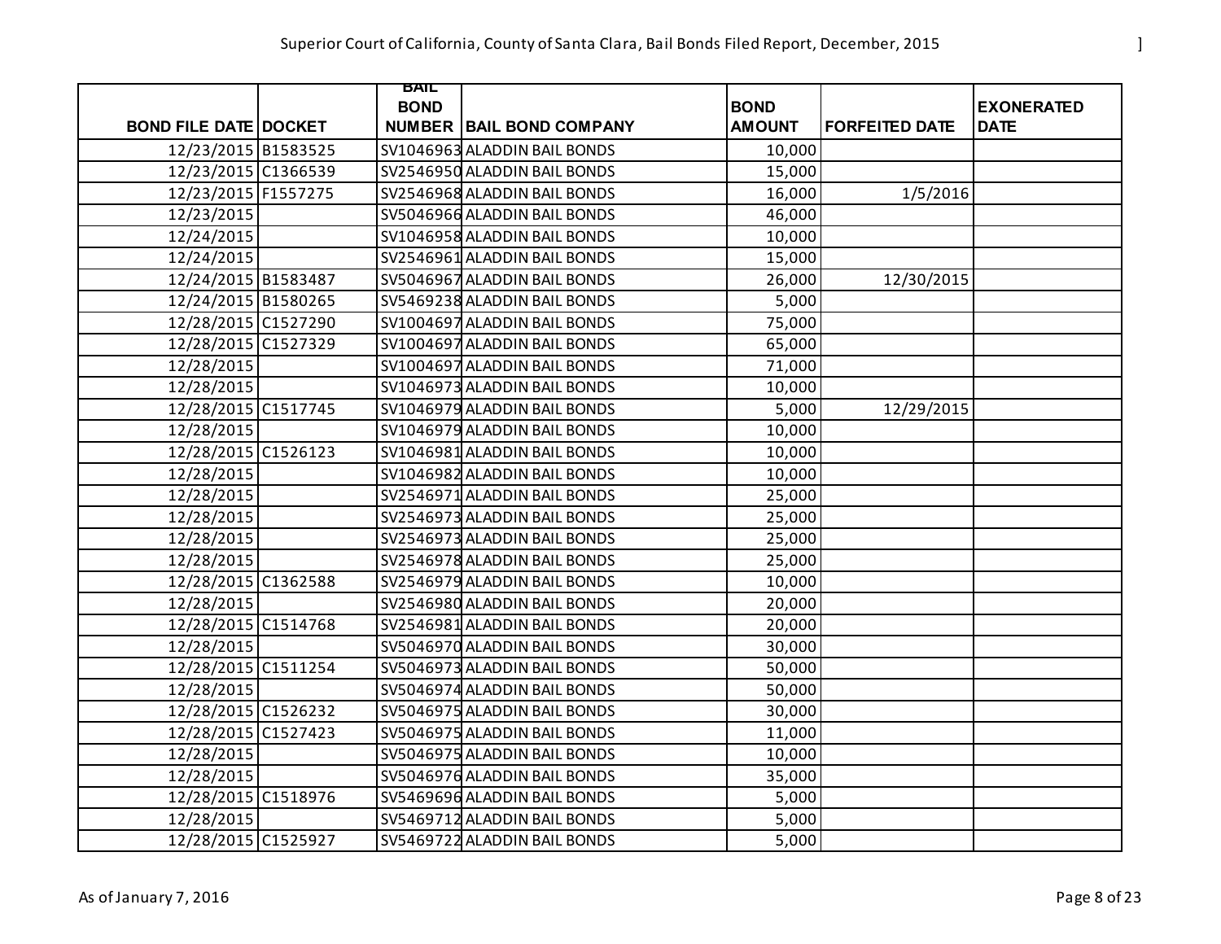| BOND FILE DATE | DOCKET | BAIL BOND NUMBER | BAIL BOND COMPANY | BOND AMOUNT | FORFEITED DATE | EXONERATED DATE |
|---|---|---|---|---|---|---|
| 12/23/2015 | B1583525 | SV1046963 | ALADDIN BAIL BONDS | 10,000 | | |
| 12/23/2015 | C1366539 | SV2546950 | ALADDIN BAIL BONDS | 15,000 | | |
| 12/23/2015 | F1557275 | SV2546968 | ALADDIN BAIL BONDS | 16,000 | 1/5/2016 | |
| 12/23/2015 | | SV5046966 | ALADDIN BAIL BONDS | 46,000 | | |
| 12/24/2015 | | SV1046958 | ALADDIN BAIL BONDS | 10,000 | | |
| 12/24/2015 | | SV2546961 | ALADDIN BAIL BONDS | 15,000 | | |
| 12/24/2015 | B1583487 | SV5046967 | ALADDIN BAIL BONDS | 26,000 | 12/30/2015 | |
| 12/24/2015 | B1580265 | SV5469238 | ALADDIN BAIL BONDS | 5,000 | | |
| 12/28/2015 | C1527290 | SV1004697 | ALADDIN BAIL BONDS | 75,000 | | |
| 12/28/2015 | C1527329 | SV1004697 | ALADDIN BAIL BONDS | 65,000 | | |
| 12/28/2015 | | SV1004697 | ALADDIN BAIL BONDS | 71,000 | | |
| 12/28/2015 | | SV1046973 | ALADDIN BAIL BONDS | 10,000 | | |
| 12/28/2015 | C1517745 | SV1046979 | ALADDIN BAIL BONDS | 5,000 | 12/29/2015 | |
| 12/28/2015 | | SV1046979 | ALADDIN BAIL BONDS | 10,000 | | |
| 12/28/2015 | C1526123 | SV1046981 | ALADDIN BAIL BONDS | 10,000 | | |
| 12/28/2015 | | SV1046982 | ALADDIN BAIL BONDS | 10,000 | | |
| 12/28/2015 | | SV2546971 | ALADDIN BAIL BONDS | 25,000 | | |
| 12/28/2015 | | SV2546973 | ALADDIN BAIL BONDS | 25,000 | | |
| 12/28/2015 | | SV2546973 | ALADDIN BAIL BONDS | 25,000 | | |
| 12/28/2015 | | SV2546978 | ALADDIN BAIL BONDS | 25,000 | | |
| 12/28/2015 | C1362588 | SV2546979 | ALADDIN BAIL BONDS | 10,000 | | |
| 12/28/2015 | | SV2546980 | ALADDIN BAIL BONDS | 20,000 | | |
| 12/28/2015 | C1514768 | SV2546981 | ALADDIN BAIL BONDS | 20,000 | | |
| 12/28/2015 | | SV5046970 | ALADDIN BAIL BONDS | 30,000 | | |
| 12/28/2015 | C1511254 | SV5046973 | ALADDIN BAIL BONDS | 50,000 | | |
| 12/28/2015 | | SV5046974 | ALADDIN BAIL BONDS | 50,000 | | |
| 12/28/2015 | C1526232 | SV5046975 | ALADDIN BAIL BONDS | 30,000 | | |
| 12/28/2015 | C1527423 | SV5046975 | ALADDIN BAIL BONDS | 11,000 | | |
| 12/28/2015 | | SV5046975 | ALADDIN BAIL BONDS | 10,000 | | |
| 12/28/2015 | | SV5046976 | ALADDIN BAIL BONDS | 35,000 | | |
| 12/28/2015 | C1518976 | SV5469696 | ALADDIN BAIL BONDS | 5,000 | | |
| 12/28/2015 | | SV5469712 | ALADDIN BAIL BONDS | 5,000 | | |
| 12/28/2015 | C1525927 | SV5469722 | ALADDIN BAIL BONDS | 5,000 | | |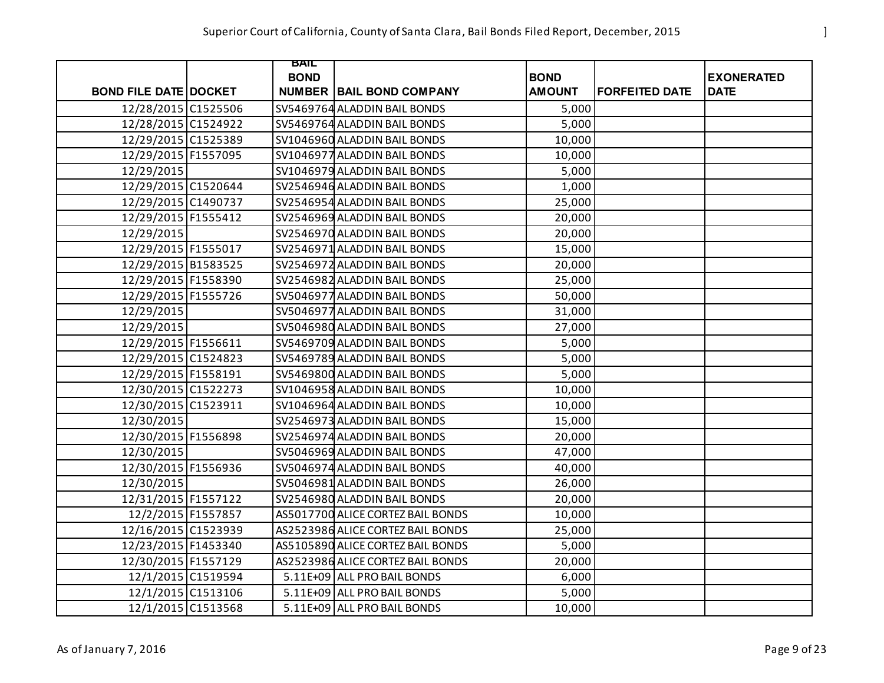| BOND FILE DATE | DOCKET | BAIL BOND NUMBER | BAIL BOND COMPANY | BOND AMOUNT | FORFEITED DATE | EXONERATED DATE |
|---|---|---|---|---|---|---|
| 12/28/2015 | C1525506 | SV5469764 | ALADDIN BAIL BONDS | 5,000 | | |
| 12/28/2015 | C1524922 | SV5469764 | ALADDIN BAIL BONDS | 5,000 | | |
| 12/29/2015 | C1525389 | SV1046960 | ALADDIN BAIL BONDS | 10,000 | | |
| 12/29/2015 | F1557095 | SV1046977 | ALADDIN BAIL BONDS | 10,000 | | |
| 12/29/2015 | | SV1046979 | ALADDIN BAIL BONDS | 5,000 | | |
| 12/29/2015 | C1520644 | SV2546946 | ALADDIN BAIL BONDS | 1,000 | | |
| 12/29/2015 | C1490737 | SV2546954 | ALADDIN BAIL BONDS | 25,000 | | |
| 12/29/2015 | F1555412 | SV2546969 | ALADDIN BAIL BONDS | 20,000 | | |
| 12/29/2015 | | SV2546970 | ALADDIN BAIL BONDS | 20,000 | | |
| 12/29/2015 | F1555017 | SV2546971 | ALADDIN BAIL BONDS | 15,000 | | |
| 12/29/2015 | B1583525 | SV2546972 | ALADDIN BAIL BONDS | 20,000 | | |
| 12/29/2015 | F1558390 | SV2546982 | ALADDIN BAIL BONDS | 25,000 | | |
| 12/29/2015 | F1555726 | SV5046977 | ALADDIN BAIL BONDS | 50,000 | | |
| 12/29/2015 | | SV5046977 | ALADDIN BAIL BONDS | 31,000 | | |
| 12/29/2015 | | SV5046980 | ALADDIN BAIL BONDS | 27,000 | | |
| 12/29/2015 | F1556611 | SV5469709 | ALADDIN BAIL BONDS | 5,000 | | |
| 12/29/2015 | C1524823 | SV5469789 | ALADDIN BAIL BONDS | 5,000 | | |
| 12/29/2015 | F1558191 | SV5469800 | ALADDIN BAIL BONDS | 5,000 | | |
| 12/30/2015 | C1522273 | SV1046958 | ALADDIN BAIL BONDS | 10,000 | | |
| 12/30/2015 | C1523911 | SV1046964 | ALADDIN BAIL BONDS | 10,000 | | |
| 12/30/2015 | | SV2546973 | ALADDIN BAIL BONDS | 15,000 | | |
| 12/30/2015 | F1556898 | SV2546974 | ALADDIN BAIL BONDS | 20,000 | | |
| 12/30/2015 | | SV5046969 | ALADDIN BAIL BONDS | 47,000 | | |
| 12/30/2015 | F1556936 | SV5046974 | ALADDIN BAIL BONDS | 40,000 | | |
| 12/30/2015 | | SV5046981 | ALADDIN BAIL BONDS | 26,000 | | |
| 12/31/2015 | F1557122 | SV2546980 | ALADDIN BAIL BONDS | 20,000 | | |
| 12/2/2015 | F1557857 | AS5017700 | ALICE CORTEZ BAIL BONDS | 10,000 | | |
| 12/16/2015 | C1523939 | AS2523986 | ALICE CORTEZ BAIL BONDS | 25,000 | | |
| 12/23/2015 | F1453340 | AS5105890 | ALICE CORTEZ BAIL BONDS | 5,000 | | |
| 12/30/2015 | F1557129 | AS2523986 | ALICE CORTEZ BAIL BONDS | 20,000 | | |
| 12/1/2015 | C1519594 | 5.11E+09 | ALL PRO BAIL BONDS | 6,000 | | |
| 12/1/2015 | C1513106 | 5.11E+09 | ALL PRO BAIL BONDS | 5,000 | | |
| 12/1/2015 | C1513568 | 5.11E+09 | ALL PRO BAIL BONDS | 10,000 | | |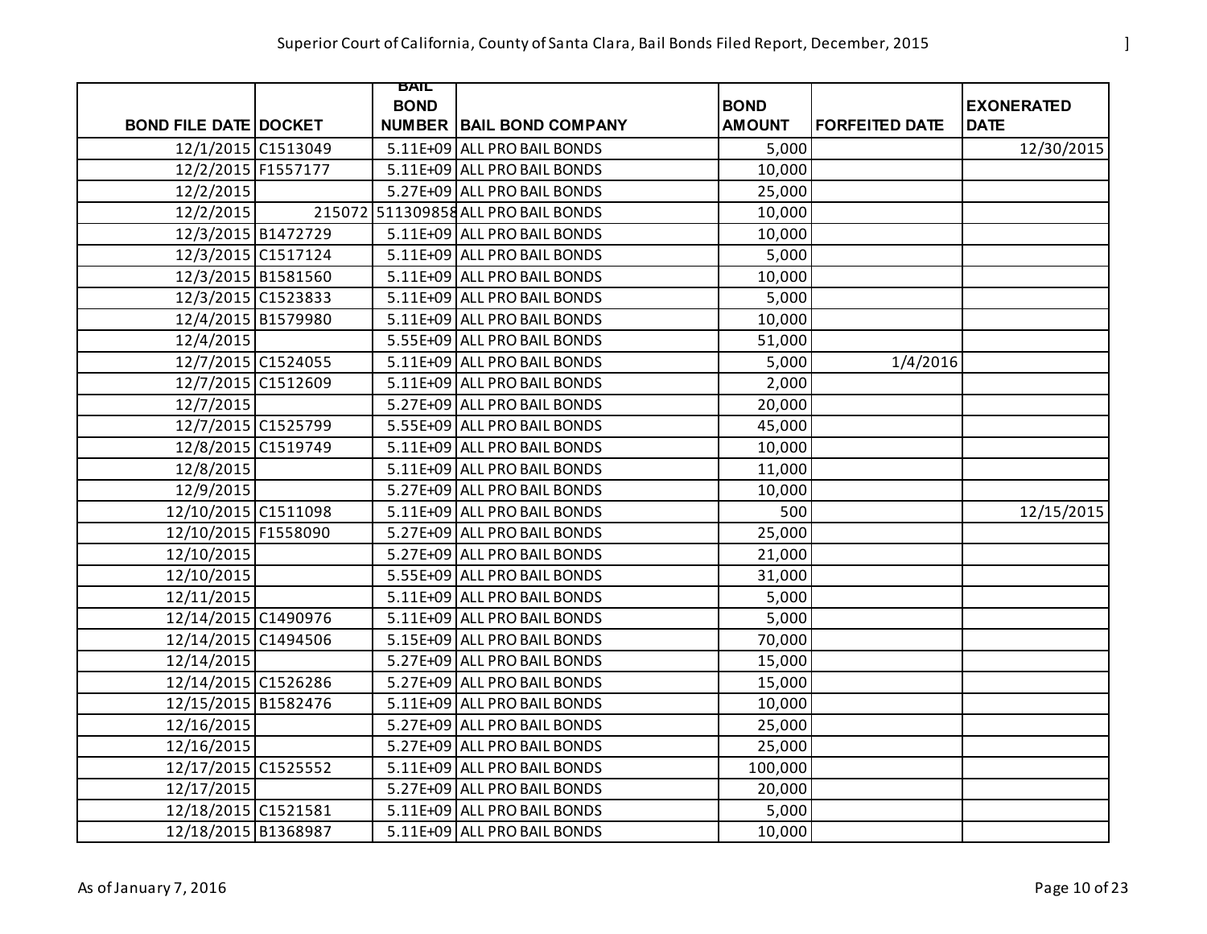| BOND FILE DATE | DOCKET | BAIL BOND NUMBER | BAIL BOND COMPANY | BOND AMOUNT | FORFEITED DATE | EXONERATED DATE |
|---|---|---|---|---|---|---|
| 12/1/2015 | C1513049 | 5.11E+09 | ALL PRO BAIL BONDS | 5,000 | | 12/30/2015 |
| 12/2/2015 | F1557177 | 5.11E+09 | ALL PRO BAIL BONDS | 10,000 | | |
| 12/2/2015 | | 5.27E+09 | ALL PRO BAIL BONDS | 25,000 | | |
| 12/2/2015 | 215072 | 511309858 | ALL PRO BAIL BONDS | 10,000 | | |
| 12/3/2015 | B1472729 | 5.11E+09 | ALL PRO BAIL BONDS | 10,000 | | |
| 12/3/2015 | C1517124 | 5.11E+09 | ALL PRO BAIL BONDS | 5,000 | | |
| 12/3/2015 | B1581560 | 5.11E+09 | ALL PRO BAIL BONDS | 10,000 | | |
| 12/3/2015 | C1523833 | 5.11E+09 | ALL PRO BAIL BONDS | 5,000 | | |
| 12/4/2015 | B1579980 | 5.11E+09 | ALL PRO BAIL BONDS | 10,000 | | |
| 12/4/2015 | | 5.55E+09 | ALL PRO BAIL BONDS | 51,000 | | |
| 12/7/2015 | C1524055 | 5.11E+09 | ALL PRO BAIL BONDS | 5,000 | 1/4/2016 | |
| 12/7/2015 | C1512609 | 5.11E+09 | ALL PRO BAIL BONDS | 2,000 | | |
| 12/7/2015 | | 5.27E+09 | ALL PRO BAIL BONDS | 20,000 | | |
| 12/7/2015 | C1525799 | 5.55E+09 | ALL PRO BAIL BONDS | 45,000 | | |
| 12/8/2015 | C1519749 | 5.11E+09 | ALL PRO BAIL BONDS | 10,000 | | |
| 12/8/2015 | | 5.11E+09 | ALL PRO BAIL BONDS | 11,000 | | |
| 12/9/2015 | | 5.27E+09 | ALL PRO BAIL BONDS | 10,000 | | |
| 12/10/2015 | C1511098 | 5.11E+09 | ALL PRO BAIL BONDS | 500 | | 12/15/2015 |
| 12/10/2015 | F1558090 | 5.27E+09 | ALL PRO BAIL BONDS | 25,000 | | |
| 12/10/2015 | | 5.27E+09 | ALL PRO BAIL BONDS | 21,000 | | |
| 12/10/2015 | | 5.55E+09 | ALL PRO BAIL BONDS | 31,000 | | |
| 12/11/2015 | | 5.11E+09 | ALL PRO BAIL BONDS | 5,000 | | |
| 12/14/2015 | C1490976 | 5.11E+09 | ALL PRO BAIL BONDS | 5,000 | | |
| 12/14/2015 | C1494506 | 5.15E+09 | ALL PRO BAIL BONDS | 70,000 | | |
| 12/14/2015 | | 5.27E+09 | ALL PRO BAIL BONDS | 15,000 | | |
| 12/14/2015 | C1526286 | 5.27E+09 | ALL PRO BAIL BONDS | 15,000 | | |
| 12/15/2015 | B1582476 | 5.11E+09 | ALL PRO BAIL BONDS | 10,000 | | |
| 12/16/2015 | | 5.27E+09 | ALL PRO BAIL BONDS | 25,000 | | |
| 12/16/2015 | | 5.27E+09 | ALL PRO BAIL BONDS | 25,000 | | |
| 12/17/2015 | C1525552 | 5.11E+09 | ALL PRO BAIL BONDS | 100,000 | | |
| 12/17/2015 | | 5.27E+09 | ALL PRO BAIL BONDS | 20,000 | | |
| 12/18/2015 | C1521581 | 5.11E+09 | ALL PRO BAIL BONDS | 5,000 | | |
| 12/18/2015 | B1368987 | 5.11E+09 | ALL PRO BAIL BONDS | 10,000 | | |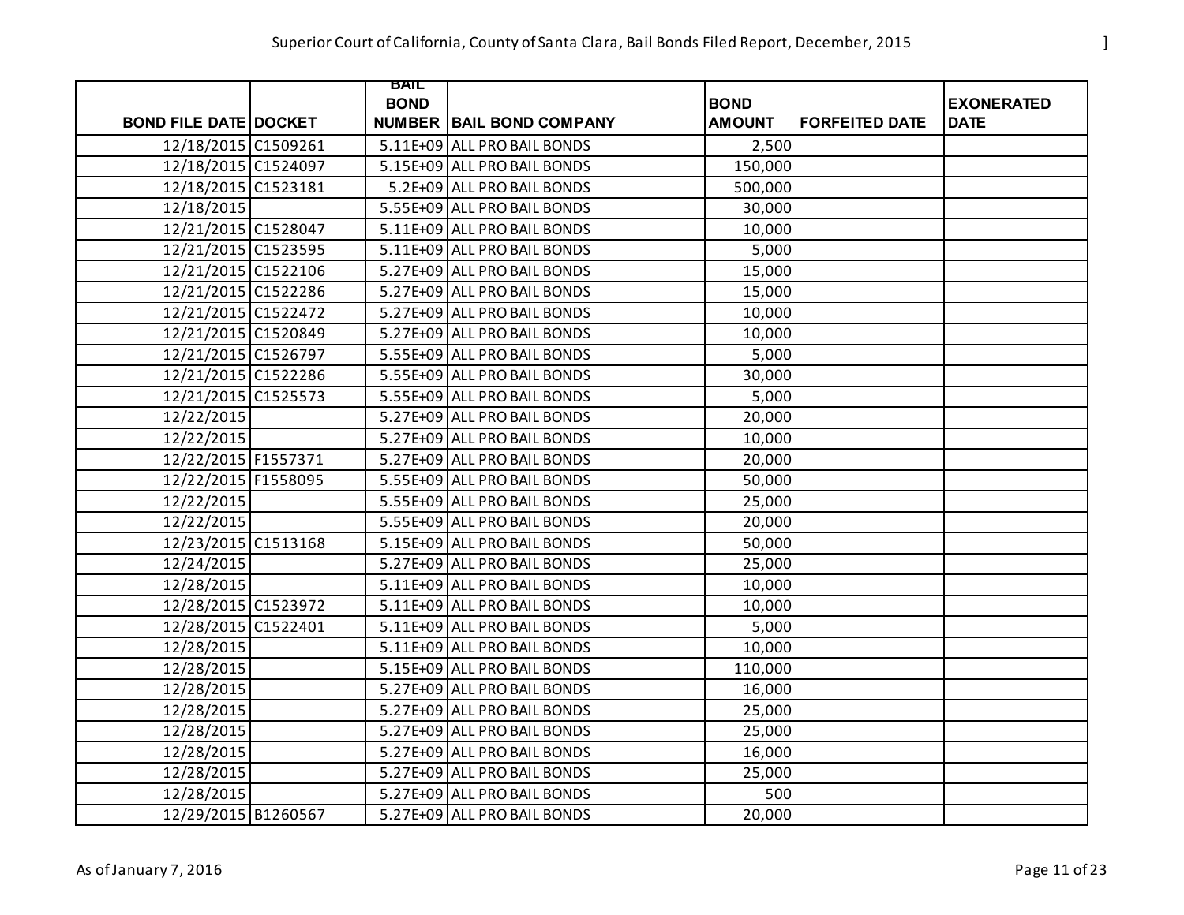| BOND FILE DATE | DOCKET | BAIL BOND NUMBER | BAIL BOND COMPANY | BOND AMOUNT | FORFEITED DATE | EXONERATED DATE |
|---|---|---|---|---|---|---|
| 12/18/2015 | C1509261 | 5.11E+09 | ALL PRO BAIL BONDS | 2,500 | | |
| 12/18/2015 | C1524097 | 5.15E+09 | ALL PRO BAIL BONDS | 150,000 | | |
| 12/18/2015 | C1523181 | 5.2E+09 | ALL PRO BAIL BONDS | 500,000 | | |
| 12/18/2015 | | 5.55E+09 | ALL PRO BAIL BONDS | 30,000 | | |
| 12/21/2015 | C1528047 | 5.11E+09 | ALL PRO BAIL BONDS | 10,000 | | |
| 12/21/2015 | C1523595 | 5.11E+09 | ALL PRO BAIL BONDS | 5,000 | | |
| 12/21/2015 | C1522106 | 5.27E+09 | ALL PRO BAIL BONDS | 15,000 | | |
| 12/21/2015 | C1522286 | 5.27E+09 | ALL PRO BAIL BONDS | 15,000 | | |
| 12/21/2015 | C1522472 | 5.27E+09 | ALL PRO BAIL BONDS | 10,000 | | |
| 12/21/2015 | C1520849 | 5.27E+09 | ALL PRO BAIL BONDS | 10,000 | | |
| 12/21/2015 | C1526797 | 5.55E+09 | ALL PRO BAIL BONDS | 5,000 | | |
| 12/21/2015 | C1522286 | 5.55E+09 | ALL PRO BAIL BONDS | 30,000 | | |
| 12/21/2015 | C1525573 | 5.55E+09 | ALL PRO BAIL BONDS | 5,000 | | |
| 12/22/2015 | | 5.27E+09 | ALL PRO BAIL BONDS | 20,000 | | |
| 12/22/2015 | | 5.27E+09 | ALL PRO BAIL BONDS | 10,000 | | |
| 12/22/2015 | F1557371 | 5.27E+09 | ALL PRO BAIL BONDS | 20,000 | | |
| 12/22/2015 | F1558095 | 5.55E+09 | ALL PRO BAIL BONDS | 50,000 | | |
| 12/22/2015 | | 5.55E+09 | ALL PRO BAIL BONDS | 25,000 | | |
| 12/22/2015 | | 5.55E+09 | ALL PRO BAIL BONDS | 20,000 | | |
| 12/23/2015 | C1513168 | 5.15E+09 | ALL PRO BAIL BONDS | 50,000 | | |
| 12/24/2015 | | 5.27E+09 | ALL PRO BAIL BONDS | 25,000 | | |
| 12/28/2015 | | 5.11E+09 | ALL PRO BAIL BONDS | 10,000 | | |
| 12/28/2015 | C1523972 | 5.11E+09 | ALL PRO BAIL BONDS | 10,000 | | |
| 12/28/2015 | C1522401 | 5.11E+09 | ALL PRO BAIL BONDS | 5,000 | | |
| 12/28/2015 | | 5.11E+09 | ALL PRO BAIL BONDS | 10,000 | | |
| 12/28/2015 | | 5.15E+09 | ALL PRO BAIL BONDS | 110,000 | | |
| 12/28/2015 | | 5.27E+09 | ALL PRO BAIL BONDS | 16,000 | | |
| 12/28/2015 | | 5.27E+09 | ALL PRO BAIL BONDS | 25,000 | | |
| 12/28/2015 | | 5.27E+09 | ALL PRO BAIL BONDS | 25,000 | | |
| 12/28/2015 | | 5.27E+09 | ALL PRO BAIL BONDS | 16,000 | | |
| 12/28/2015 | | 5.27E+09 | ALL PRO BAIL BONDS | 25,000 | | |
| 12/28/2015 | | 5.27E+09 | ALL PRO BAIL BONDS | 500 | | |
| 12/29/2015 | B1260567 | 5.27E+09 | ALL PRO BAIL BONDS | 20,000 | | |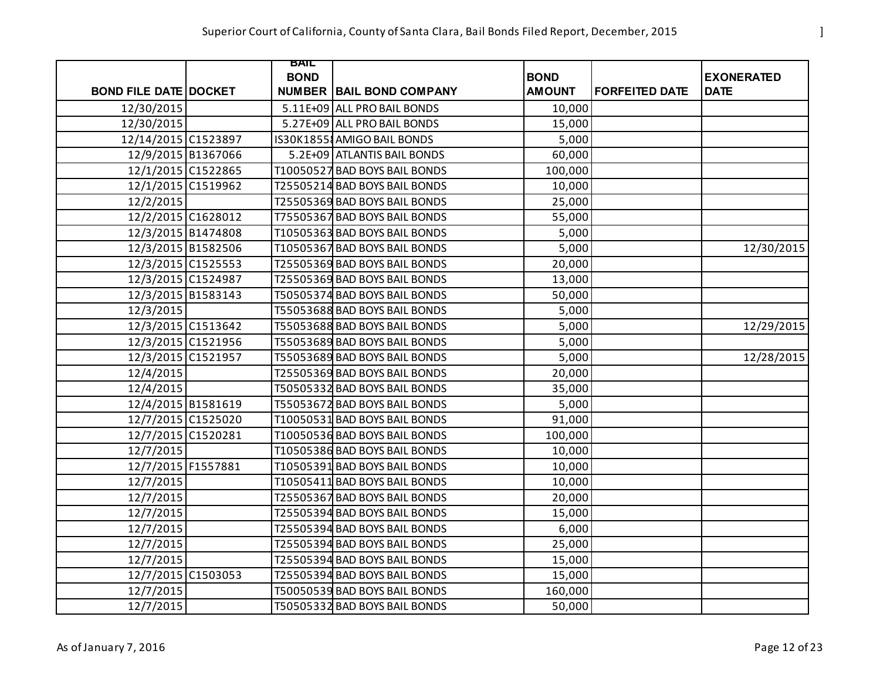# Superior Court of California, County of Santa Clara, Bail Bonds Filed Report, December, 2015

| BOND FILE DATE | DOCKET | BAIL BOND NUMBER | BAIL BOND COMPANY | BOND AMOUNT | FORFEITED DATE | EXONERATED DATE |
|---|---|---|---|---|---|---|
| 12/30/2015 | | 5.11E+09 | ALL PRO BAIL BONDS | 10,000 | | |
| 12/30/2015 | | 5.27E+09 | ALL PRO BAIL BONDS | 15,000 | | |
| 12/14/2015 | C1523897 | IS30K1855 | AMIGO BAIL BONDS | 5,000 | | |
| 12/9/2015 | B1367066 | 5.2E+09 | ATLANTIS BAIL BONDS | 60,000 | | |
| 12/1/2015 | C1522865 | T10050527 | BAD BOYS BAIL BONDS | 100,000 | | |
| 12/1/2015 | C1519962 | T25505214 | BAD BOYS BAIL BONDS | 10,000 | | |
| 12/2/2015 | | T25505369 | BAD BOYS BAIL BONDS | 25,000 | | |
| 12/2/2015 | C1628012 | T75505367 | BAD BOYS BAIL BONDS | 55,000 | | |
| 12/3/2015 | B1474808 | T10505363 | BAD BOYS BAIL BONDS | 5,000 | | |
| 12/3/2015 | B1582506 | T10505367 | BAD BOYS BAIL BONDS | 5,000 | | 12/30/2015 |
| 12/3/2015 | C1525553 | T25505369 | BAD BOYS BAIL BONDS | 20,000 | | |
| 12/3/2015 | C1524987 | T25505369 | BAD BOYS BAIL BONDS | 13,000 | | |
| 12/3/2015 | B1583143 | T50505374 | BAD BOYS BAIL BONDS | 50,000 | | |
| 12/3/2015 | | T55053688 | BAD BOYS BAIL BONDS | 5,000 | | |
| 12/3/2015 | C1513642 | T55053688 | BAD BOYS BAIL BONDS | 5,000 | | 12/29/2015 |
| 12/3/2015 | C1521956 | T55053689 | BAD BOYS BAIL BONDS | 5,000 | | |
| 12/3/2015 | C1521957 | T55053689 | BAD BOYS BAIL BONDS | 5,000 | | 12/28/2015 |
| 12/4/2015 | | T25505369 | BAD BOYS BAIL BONDS | 20,000 | | |
| 12/4/2015 | | T50505332 | BAD BOYS BAIL BONDS | 35,000 | | |
| 12/4/2015 | B1581619 | T55053672 | BAD BOYS BAIL BONDS | 5,000 | | |
| 12/7/2015 | C1525020 | T10050531 | BAD BOYS BAIL BONDS | 91,000 | | |
| 12/7/2015 | C1520281 | T10050536 | BAD BOYS BAIL BONDS | 100,000 | | |
| 12/7/2015 | | T10505386 | BAD BOYS BAIL BONDS | 10,000 | | |
| 12/7/2015 | F1557881 | T10505391 | BAD BOYS BAIL BONDS | 10,000 | | |
| 12/7/2015 | | T10505411 | BAD BOYS BAIL BONDS | 10,000 | | |
| 12/7/2015 | | T25505367 | BAD BOYS BAIL BONDS | 20,000 | | |
| 12/7/2015 | | T25505394 | BAD BOYS BAIL BONDS | 15,000 | | |
| 12/7/2015 | | T25505394 | BAD BOYS BAIL BONDS | 6,000 | | |
| 12/7/2015 | | T25505394 | BAD BOYS BAIL BONDS | 25,000 | | |
| 12/7/2015 | | T25505394 | BAD BOYS BAIL BONDS | 15,000 | | |
| 12/7/2015 | C1503053 | T25505394 | BAD BOYS BAIL BONDS | 15,000 | | |
| 12/7/2015 | | T50050539 | BAD BOYS BAIL BONDS | 160,000 | | |
| 12/7/2015 | | T50505332 | BAD BOYS BAIL BONDS | 50,000 | | |

As of January 7, 2016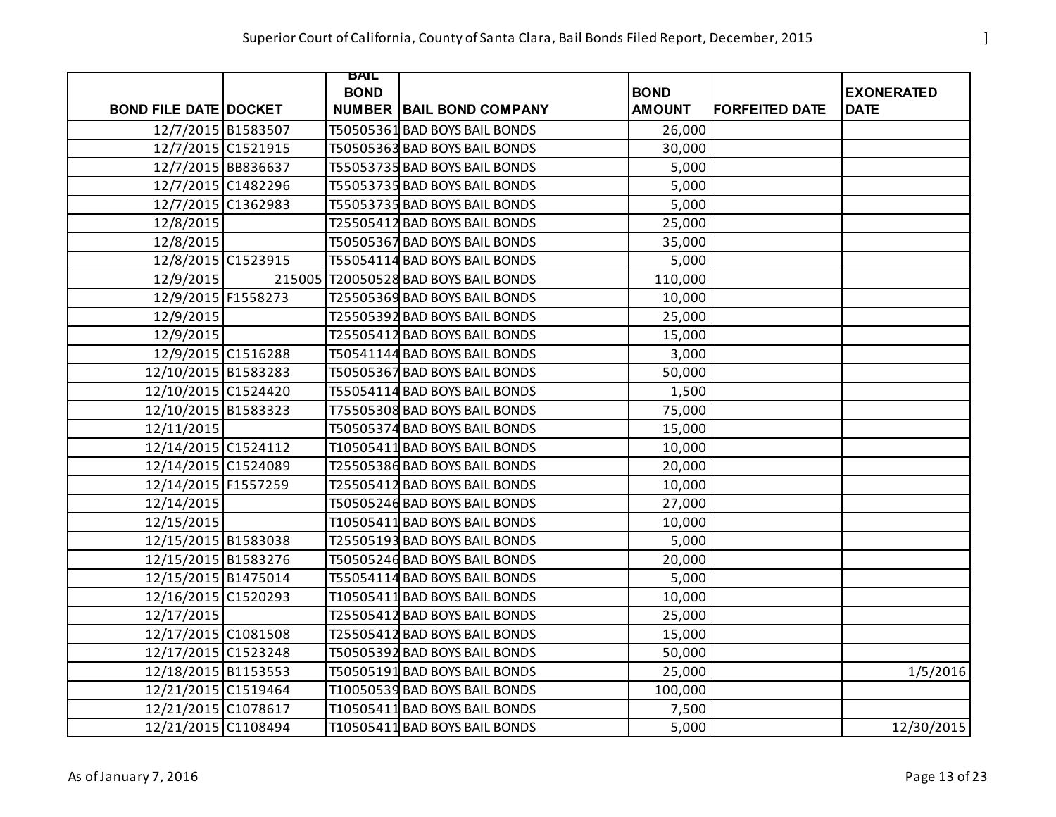# Superior Court of California, County of Santa Clara, Bail Bonds Filed Report, December, 2015

| BOND FILE DATE | DOCKET | BAIL BOND NUMBER | BAIL BOND COMPANY | BOND AMOUNT | FORFEITED DATE | EXONERATED DATE |
|---|---|---|---|---|---|---|
| 12/7/2015 | B1583507 | T50505361 | BAD BOYS BAIL BONDS | 26,000 | | |
| 12/7/2015 | C1521915 | T50505363 | BAD BOYS BAIL BONDS | 30,000 | | |
| 12/7/2015 | BB836637 | T55053735 | BAD BOYS BAIL BONDS | 5,000 | | |
| 12/7/2015 | C1482296 | T55053735 | BAD BOYS BAIL BONDS | 5,000 | | |
| 12/7/2015 | C1362983 | T55053735 | BAD BOYS BAIL BONDS | 5,000 | | |
| 12/8/2015 | | T25505412 | BAD BOYS BAIL BONDS | 25,000 | | |
| 12/8/2015 | | T50505367 | BAD BOYS BAIL BONDS | 35,000 | | |
| 12/8/2015 | C1523915 | T55054114 | BAD BOYS BAIL BONDS | 5,000 | | |
| 12/9/2015 | 215005 | T20050528 | BAD BOYS BAIL BONDS | 110,000 | | |
| 12/9/2015 | F1558273 | T25505369 | BAD BOYS BAIL BONDS | 10,000 | | |
| 12/9/2015 | | T25505392 | BAD BOYS BAIL BONDS | 25,000 | | |
| 12/9/2015 | | T25505412 | BAD BOYS BAIL BONDS | 15,000 | | |
| 12/9/2015 | C1516288 | T50541144 | BAD BOYS BAIL BONDS | 3,000 | | |
| 12/10/2015 | B1583283 | T50505367 | BAD BOYS BAIL BONDS | 50,000 | | |
| 12/10/2015 | C1524420 | T55054114 | BAD BOYS BAIL BONDS | 1,500 | | |
| 12/10/2015 | B1583323 | T75505308 | BAD BOYS BAIL BONDS | 75,000 | | |
| 12/11/2015 | | T50505374 | BAD BOYS BAIL BONDS | 15,000 | | |
| 12/14/2015 | C1524112 | T10505411 | BAD BOYS BAIL BONDS | 10,000 | | |
| 12/14/2015 | C1524089 | T25505386 | BAD BOYS BAIL BONDS | 20,000 | | |
| 12/14/2015 | F1557259 | T25505412 | BAD BOYS BAIL BONDS | 10,000 | | |
| 12/14/2015 | | T50505246 | BAD BOYS BAIL BONDS | 27,000 | | |
| 12/15/2015 | | T10505411 | BAD BOYS BAIL BONDS | 10,000 | | |
| 12/15/2015 | B1583038 | T25505193 | BAD BOYS BAIL BONDS | 5,000 | | |
| 12/15/2015 | B1583276 | T50505246 | BAD BOYS BAIL BONDS | 20,000 | | |
| 12/15/2015 | B1475014 | T55054114 | BAD BOYS BAIL BONDS | 5,000 | | |
| 12/16/2015 | C1520293 | T10505411 | BAD BOYS BAIL BONDS | 10,000 | | |
| 12/17/2015 | | T25505412 | BAD BOYS BAIL BONDS | 25,000 | | |
| 12/17/2015 | C1081508 | T25505412 | BAD BOYS BAIL BONDS | 15,000 | | |
| 12/17/2015 | C1523248 | T50505392 | BAD BOYS BAIL BONDS | 50,000 | | |
| 12/18/2015 | B1153553 | T50505191 | BAD BOYS BAIL BONDS | 25,000 | | 1/5/2016 |
| 12/21/2015 | C1519464 | T10050539 | BAD BOYS BAIL BONDS | 100,000 | | |
| 12/21/2015 | C1078617 | T10505411 | BAD BOYS BAIL BONDS | 7,500 | | |
| 12/21/2015 | C1108494 | T10505411 | BAD BOYS BAIL BONDS | 5,000 | | 12/30/2015 |

As of January 7, 2016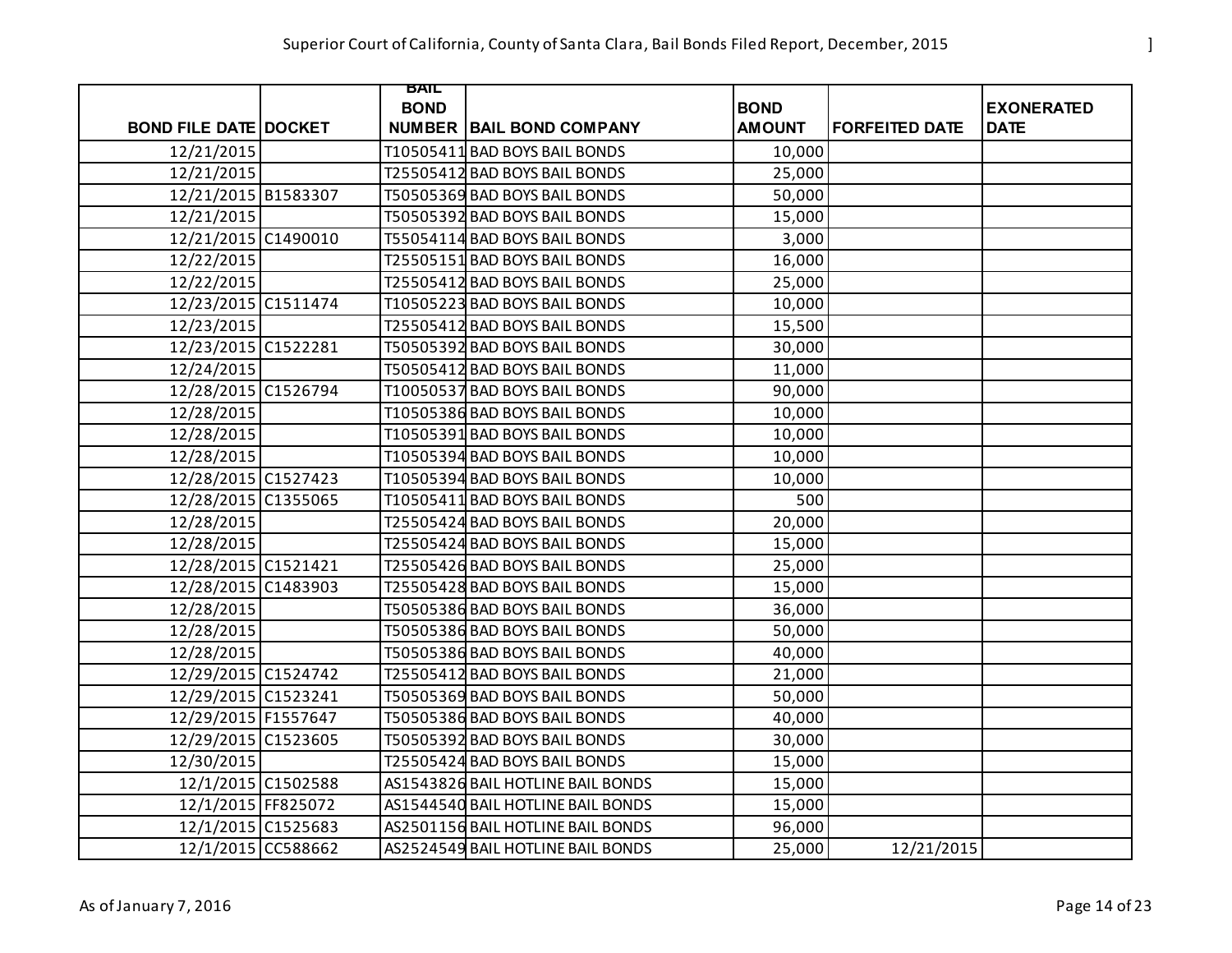| BOND FILE DATE | DOCKET | BAIL BOND NUMBER | BAIL BOND COMPANY | BOND AMOUNT | FORFEITED DATE | EXONERATED DATE |
|---|---|---|---|---|---|---|
| 12/21/2015 | | T10505411 | BAD BOYS BAIL BONDS | 10,000 | | |
| 12/21/2015 | | T25505412 | BAD BOYS BAIL BONDS | 25,000 | | |
| 12/21/2015 | B1583307 | T50505369 | BAD BOYS BAIL BONDS | 50,000 | | |
| 12/21/2015 | | T50505392 | BAD BOYS BAIL BONDS | 15,000 | | |
| 12/21/2015 | C1490010 | T55054114 | BAD BOYS BAIL BONDS | 3,000 | | |
| 12/22/2015 | | T25505151 | BAD BOYS BAIL BONDS | 16,000 | | |
| 12/22/2015 | | T25505412 | BAD BOYS BAIL BONDS | 25,000 | | |
| 12/23/2015 | C1511474 | T10505223 | BAD BOYS BAIL BONDS | 10,000 | | |
| 12/23/2015 | | T25505412 | BAD BOYS BAIL BONDS | 15,500 | | |
| 12/23/2015 | C1522281 | T50505392 | BAD BOYS BAIL BONDS | 30,000 | | |
| 12/24/2015 | | T50505412 | BAD BOYS BAIL BONDS | 11,000 | | |
| 12/28/2015 | C1526794 | T10050537 | BAD BOYS BAIL BONDS | 90,000 | | |
| 12/28/2015 | | T10505386 | BAD BOYS BAIL BONDS | 10,000 | | |
| 12/28/2015 | | T10505391 | BAD BOYS BAIL BONDS | 10,000 | | |
| 12/28/2015 | | T10505394 | BAD BOYS BAIL BONDS | 10,000 | | |
| 12/28/2015 | C1527423 | T10505394 | BAD BOYS BAIL BONDS | 10,000 | | |
| 12/28/2015 | C1355065 | T10505411 | BAD BOYS BAIL BONDS | 500 | | |
| 12/28/2015 | | T25505424 | BAD BOYS BAIL BONDS | 20,000 | | |
| 12/28/2015 | | T25505424 | BAD BOYS BAIL BONDS | 15,000 | | |
| 12/28/2015 | C1521421 | T25505426 | BAD BOYS BAIL BONDS | 25,000 | | |
| 12/28/2015 | C1483903 | T25505428 | BAD BOYS BAIL BONDS | 15,000 | | |
| 12/28/2015 | | T50505386 | BAD BOYS BAIL BONDS | 36,000 | | |
| 12/28/2015 | | T50505386 | BAD BOYS BAIL BONDS | 50,000 | | |
| 12/28/2015 | | T50505386 | BAD BOYS BAIL BONDS | 40,000 | | |
| 12/29/2015 | C1524742 | T25505412 | BAD BOYS BAIL BONDS | 21,000 | | |
| 12/29/2015 | C1523241 | T50505369 | BAD BOYS BAIL BONDS | 50,000 | | |
| 12/29/2015 | F1557647 | T50505386 | BAD BOYS BAIL BONDS | 40,000 | | |
| 12/29/2015 | C1523605 | T50505392 | BAD BOYS BAIL BONDS | 30,000 | | |
| 12/30/2015 | | T25505424 | BAD BOYS BAIL BONDS | 15,000 | | |
| 12/1/2015 | C1502588 | AS1543826 | BAIL HOTLINE BAIL BONDS | 15,000 | | |
| 12/1/2015 | FF825072 | AS1544540 | BAIL HOTLINE BAIL BONDS | 15,000 | | |
| 12/1/2015 | C1525683 | AS2501156 | BAIL HOTLINE BAIL BONDS | 96,000 | | |
| 12/1/2015 | CC588662 | AS2524549 | BAIL HOTLINE BAIL BONDS | 25,000 | 12/21/2015 | |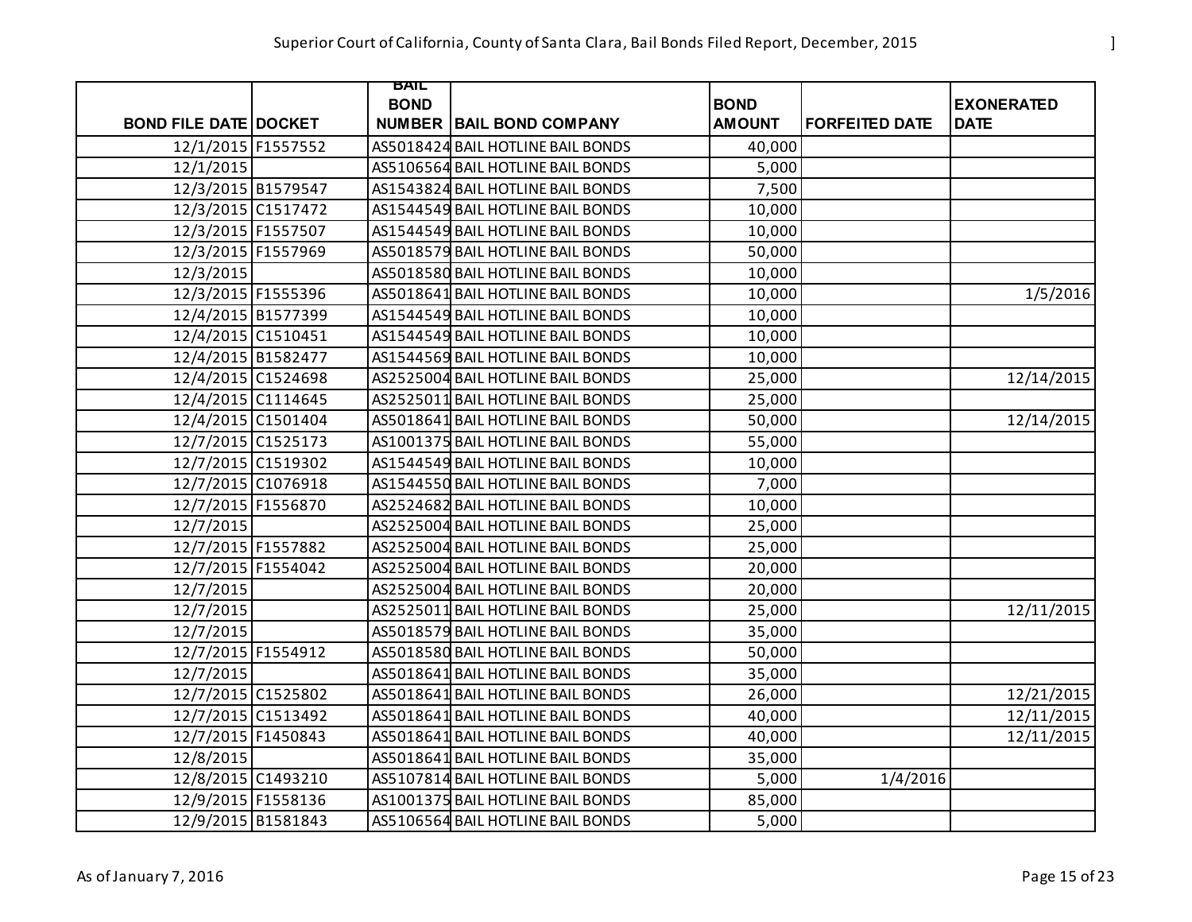# Superior Court of California, County of Santa Clara, Bail Bonds Filed Report, December, 2015

| BOND FILE DATE | DOCKET | BAIL BOND NUMBER | BAIL BOND COMPANY | BOND AMOUNT | FORFEITED DATE | EXONERATED DATE |
|---|---|---|---|---|---|---|
| 12/1/2015 | F1557552 | AS5018424 | BAIL HOTLINE BAIL BONDS | 40,000 | | |
| 12/1/2015 | | AS5106564 | BAIL HOTLINE BAIL BONDS | 5,000 | | |
| 12/3/2015 | B1579547 | AS1543824 | BAIL HOTLINE BAIL BONDS | 7,500 | | |
| 12/3/2015 | C1517472 | AS1544549 | BAIL HOTLINE BAIL BONDS | 10,000 | | |
| 12/3/2015 | F1557507 | AS1544549 | BAIL HOTLINE BAIL BONDS | 10,000 | | |
| 12/3/2015 | F1557969 | AS5018579 | BAIL HOTLINE BAIL BONDS | 50,000 | | |
| 12/3/2015 | | AS5018580 | BAIL HOTLINE BAIL BONDS | 10,000 | | |
| 12/3/2015 | F1555396 | AS5018641 | BAIL HOTLINE BAIL BONDS | 10,000 | | 1/5/2016 |
| 12/4/2015 | B1577399 | AS1544549 | BAIL HOTLINE BAIL BONDS | 10,000 | | |
| 12/4/2015 | C1510451 | AS1544549 | BAIL HOTLINE BAIL BONDS | 10,000 | | |
| 12/4/2015 | B1582477 | AS1544569 | BAIL HOTLINE BAIL BONDS | 10,000 | | |
| 12/4/2015 | C1524698 | AS2525004 | BAIL HOTLINE BAIL BONDS | 25,000 | | 12/14/2015 |
| 12/4/2015 | C1114645 | AS2525011 | BAIL HOTLINE BAIL BONDS | 25,000 | | |
| 12/4/2015 | C1501404 | AS5018641 | BAIL HOTLINE BAIL BONDS | 50,000 | | 12/14/2015 |
| 12/7/2015 | C1525173 | AS1001375 | BAIL HOTLINE BAIL BONDS | 55,000 | | |
| 12/7/2015 | C1519302 | AS1544549 | BAIL HOTLINE BAIL BONDS | 10,000 | | |
| 12/7/2015 | C1076918 | AS1544550 | BAIL HOTLINE BAIL BONDS | 7,000 | | |
| 12/7/2015 | F1556870 | AS2524682 | BAIL HOTLINE BAIL BONDS | 10,000 | | |
| 12/7/2015 | | AS2525004 | BAIL HOTLINE BAIL BONDS | 25,000 | | |
| 12/7/2015 | F1557882 | AS2525004 | BAIL HOTLINE BAIL BONDS | 25,000 | | |
| 12/7/2015 | F1554042 | AS2525004 | BAIL HOTLINE BAIL BONDS | 20,000 | | |
| 12/7/2015 | | AS2525004 | BAIL HOTLINE BAIL BONDS | 20,000 | | |
| 12/7/2015 | | AS2525011 | BAIL HOTLINE BAIL BONDS | 25,000 | | 12/11/2015 |
| 12/7/2015 | | AS5018579 | BAIL HOTLINE BAIL BONDS | 35,000 | | |
| 12/7/2015 | F1554912 | AS5018580 | BAIL HOTLINE BAIL BONDS | 50,000 | | |
| 12/7/2015 | | AS5018641 | BAIL HOTLINE BAIL BONDS | 35,000 | | |
| 12/7/2015 | C1525802 | AS5018641 | BAIL HOTLINE BAIL BONDS | 26,000 | | 12/21/2015 |
| 12/7/2015 | C1513492 | AS5018641 | BAIL HOTLINE BAIL BONDS | 40,000 | | 12/11/2015 |
| 12/7/2015 | F1450843 | AS5018641 | BAIL HOTLINE BAIL BONDS | 40,000 | | 12/11/2015 |
| 12/8/2015 | | AS5018641 | BAIL HOTLINE BAIL BONDS | 35,000 | | |
| 12/8/2015 | C1493210 | AS5107814 | BAIL HOTLINE BAIL BONDS | 5,000 | 1/4/2016 | |
| 12/9/2015 | F1558136 | AS1001375 | BAIL HOTLINE BAIL BONDS | 85,000 | | |
| 12/9/2015 | B1581843 | AS5106564 | BAIL HOTLINE BAIL BONDS | 5,000 | | |

As of January 7, 2016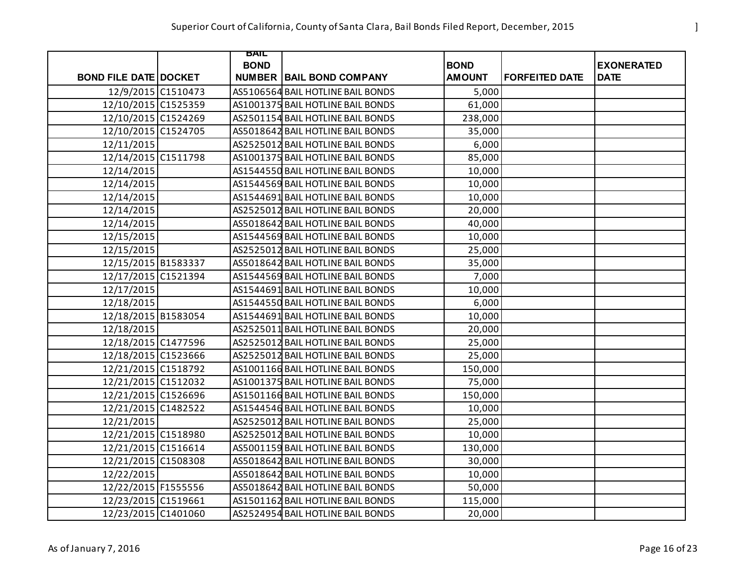# Superior Court of California, County of Santa Clara, Bail Bonds Filed Report, December, 2015

| BOND FILE DATE | DOCKET | BAIL BOND NUMBER | BAIL BOND COMPANY | BOND AMOUNT | FORFEITED DATE | EXONERATED DATE |
|---|---|---|---|---|---|---|
| 12/9/2015 | C1510473 | AS5106564 | BAIL HOTLINE BAIL BONDS | 5,000 | | |
| 12/10/2015 | C1525359 | AS1001375 | BAIL HOTLINE BAIL BONDS | 61,000 | | |
| 12/10/2015 | C1524269 | AS2501154 | BAIL HOTLINE BAIL BONDS | 238,000 | | |
| 12/10/2015 | C1524705 | AS5018642 | BAIL HOTLINE BAIL BONDS | 35,000 | | |
| 12/11/2015 | | AS2525012 | BAIL HOTLINE BAIL BONDS | 6,000 | | |
| 12/14/2015 | C1511798 | AS1001375 | BAIL HOTLINE BAIL BONDS | 85,000 | | |
| 12/14/2015 | | AS1544550 | BAIL HOTLINE BAIL BONDS | 10,000 | | |
| 12/14/2015 | | AS1544569 | BAIL HOTLINE BAIL BONDS | 10,000 | | |
| 12/14/2015 | | AS1544691 | BAIL HOTLINE BAIL BONDS | 10,000 | | |
| 12/14/2015 | | AS2525012 | BAIL HOTLINE BAIL BONDS | 20,000 | | |
| 12/14/2015 | | AS5018642 | BAIL HOTLINE BAIL BONDS | 40,000 | | |
| 12/15/2015 | | AS1544569 | BAIL HOTLINE BAIL BONDS | 10,000 | | |
| 12/15/2015 | | AS2525012 | BAIL HOTLINE BAIL BONDS | 25,000 | | |
| 12/15/2015 | B1583337 | AS5018642 | BAIL HOTLINE BAIL BONDS | 35,000 | | |
| 12/17/2015 | C1521394 | AS1544569 | BAIL HOTLINE BAIL BONDS | 7,000 | | |
| 12/17/2015 | | AS1544691 | BAIL HOTLINE BAIL BONDS | 10,000 | | |
| 12/18/2015 | | AS1544550 | BAIL HOTLINE BAIL BONDS | 6,000 | | |
| 12/18/2015 | B1583054 | AS1544691 | BAIL HOTLINE BAIL BONDS | 10,000 | | |
| 12/18/2015 | | AS2525011 | BAIL HOTLINE BAIL BONDS | 20,000 | | |
| 12/18/2015 | C1477596 | AS2525012 | BAIL HOTLINE BAIL BONDS | 25,000 | | |
| 12/18/2015 | C1523666 | AS2525012 | BAIL HOTLINE BAIL BONDS | 25,000 | | |
| 12/21/2015 | C1518792 | AS1001166 | BAIL HOTLINE BAIL BONDS | 150,000 | | |
| 12/21/2015 | C1512032 | AS1001375 | BAIL HOTLINE BAIL BONDS | 75,000 | | |
| 12/21/2015 | C1526696 | AS1501166 | BAIL HOTLINE BAIL BONDS | 150,000 | | |
| 12/21/2015 | C1482522 | AS1544546 | BAIL HOTLINE BAIL BONDS | 10,000 | | |
| 12/21/2015 | | AS2525012 | BAIL HOTLINE BAIL BONDS | 25,000 | | |
| 12/21/2015 | C1518980 | AS2525012 | BAIL HOTLINE BAIL BONDS | 10,000 | | |
| 12/21/2015 | C1516614 | AS5001159 | BAIL HOTLINE BAIL BONDS | 130,000 | | |
| 12/21/2015 | C1508308 | AS5018642 | BAIL HOTLINE BAIL BONDS | 30,000 | | |
| 12/22/2015 | | AS5018642 | BAIL HOTLINE BAIL BONDS | 10,000 | | |
| 12/22/2015 | F1555556 | AS5018642 | BAIL HOTLINE BAIL BONDS | 50,000 | | |
| 12/23/2015 | C1519661 | AS1501162 | BAIL HOTLINE BAIL BONDS | 115,000 | | |
| 12/23/2015 | C1401060 | AS2524954 | BAIL HOTLINE BAIL BONDS | 20,000 | | |

As of January 7, 2016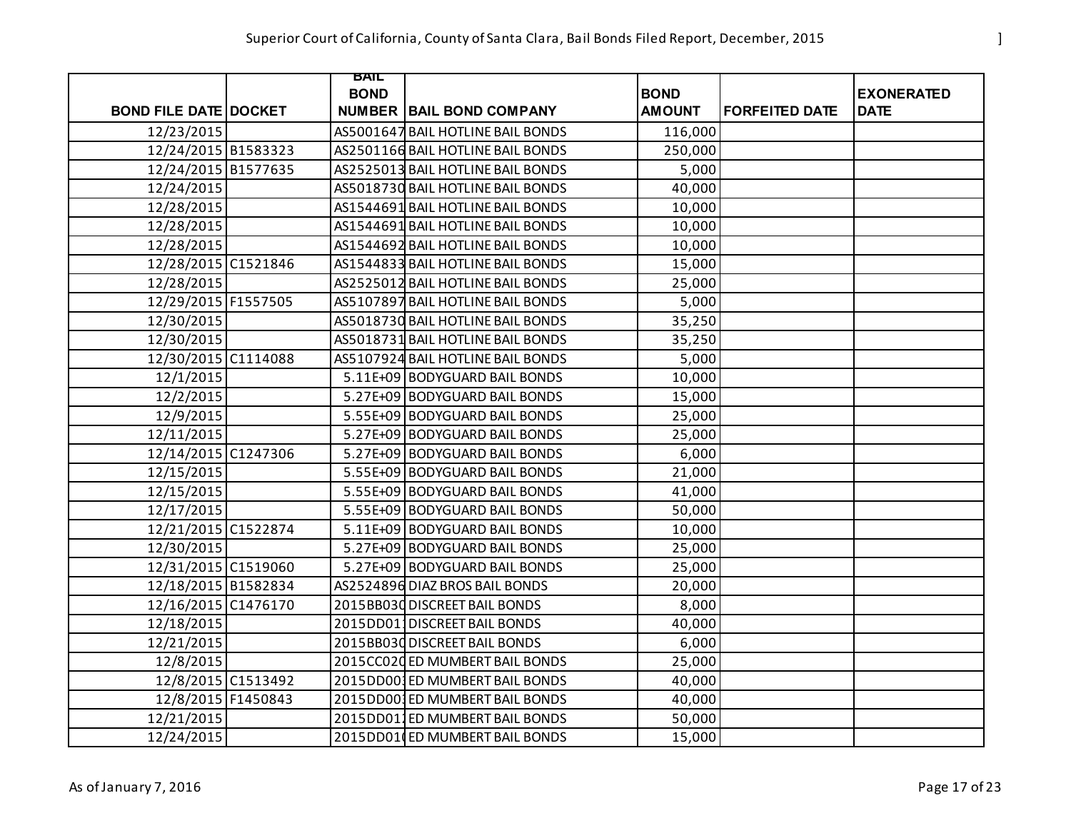| BOND FILE DATE | DOCKET | BAIL BOND NUMBER | BAIL BOND COMPANY | BOND AMOUNT | FORFEITED DATE | EXONERATED DATE |
|---|---|---|---|---|---|---|
| 12/23/2015 | | AS5001647 | BAIL HOTLINE BAIL BONDS | 116,000 | | |
| 12/24/2015 | B1583323 | AS2501166 | BAIL HOTLINE BAIL BONDS | 250,000 | | |
| 12/24/2015 | B1577635 | AS2525013 | BAIL HOTLINE BAIL BONDS | 5,000 | | |
| 12/24/2015 | | AS5018730 | BAIL HOTLINE BAIL BONDS | 40,000 | | |
| 12/28/2015 | | AS1544691 | BAIL HOTLINE BAIL BONDS | 10,000 | | |
| 12/28/2015 | | AS1544691 | BAIL HOTLINE BAIL BONDS | 10,000 | | |
| 12/28/2015 | | AS1544692 | BAIL HOTLINE BAIL BONDS | 10,000 | | |
| 12/28/2015 | C1521846 | AS1544833 | BAIL HOTLINE BAIL BONDS | 15,000 | | |
| 12/28/2015 | | AS2525012 | BAIL HOTLINE BAIL BONDS | 25,000 | | |
| 12/29/2015 | F1557505 | AS5107897 | BAIL HOTLINE BAIL BONDS | 5,000 | | |
| 12/30/2015 | | AS5018730 | BAIL HOTLINE BAIL BONDS | 35,250 | | |
| 12/30/2015 | | AS5018731 | BAIL HOTLINE BAIL BONDS | 35,250 | | |
| 12/30/2015 | C1114088 | AS5107924 | BAIL HOTLINE BAIL BONDS | 5,000 | | |
| 12/1/2015 | | 5.11E+09 | BODYGUARD BAIL BONDS | 10,000 | | |
| 12/2/2015 | | 5.27E+09 | BODYGUARD BAIL BONDS | 15,000 | | |
| 12/9/2015 | | 5.55E+09 | BODYGUARD BAIL BONDS | 25,000 | | |
| 12/11/2015 | | 5.27E+09 | BODYGUARD BAIL BONDS | 25,000 | | |
| 12/14/2015 | C1247306 | 5.27E+09 | BODYGUARD BAIL BONDS | 6,000 | | |
| 12/15/2015 | | 5.55E+09 | BODYGUARD BAIL BONDS | 21,000 | | |
| 12/15/2015 | | 5.55E+09 | BODYGUARD BAIL BONDS | 41,000 | | |
| 12/17/2015 | | 5.55E+09 | BODYGUARD BAIL BONDS | 50,000 | | |
| 12/21/2015 | C1522874 | 5.11E+09 | BODYGUARD BAIL BONDS | 10,000 | | |
| 12/30/2015 | | 5.27E+09 | BODYGUARD BAIL BONDS | 25,000 | | |
| 12/31/2015 | C1519060 | 5.27E+09 | BODYGUARD BAIL BONDS | 25,000 | | |
| 12/18/2015 | B1582834 | AS2524896 | DIAZ BROS BAIL BONDS | 20,000 | | |
| 12/16/2015 | C1476170 | 2015BB030 | DISCREET BAIL BONDS | 8,000 | | |
| 12/18/2015 | | 2015DD01 | DISCREET BAIL BONDS | 40,000 | | |
| 12/21/2015 | | 2015BB030 | DISCREET BAIL BONDS | 6,000 | | |
| 12/8/2015 | | 2015CC020 | ED MUMBERT BAIL BONDS | 25,000 | | |
| 12/8/2015 | C1513492 | 2015DD00 | ED MUMBERT BAIL BONDS | 40,000 | | |
| 12/8/2015 | F1450843 | 2015DD00 | ED MUMBERT BAIL BONDS | 40,000 | | |
| 12/21/2015 | | 2015DD01 | ED MUMBERT BAIL BONDS | 50,000 | | |
| 12/24/2015 | | 2015DD01 | ED MUMBERT BAIL BONDS | 15,000 | | |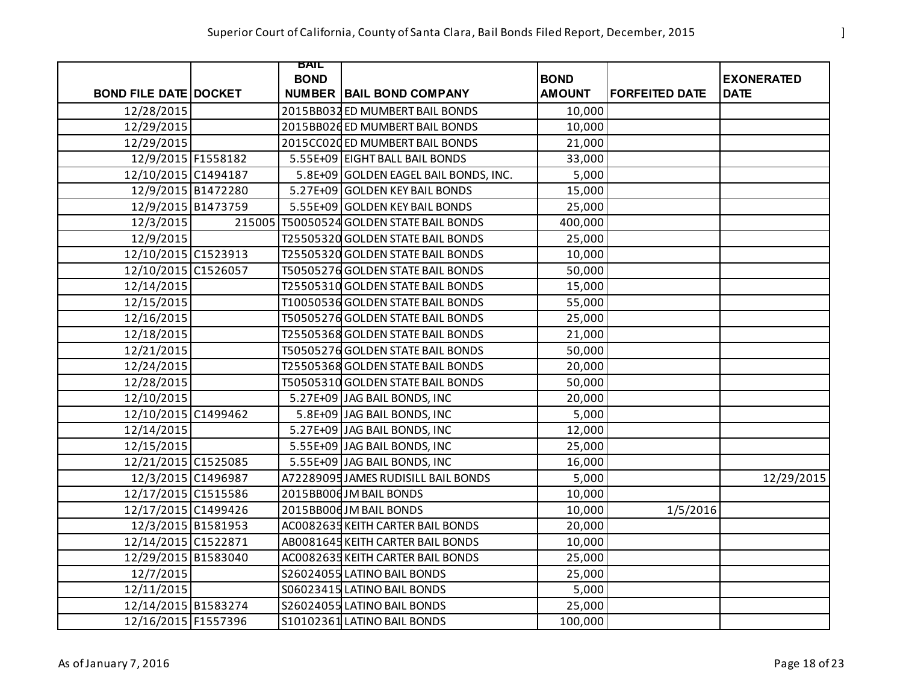Superior Court of California, County of Santa Clara, Bail Bonds Filed Report, December, 2015

| BOND FILE DATE | DOCKET | BAIL BOND NUMBER | BAIL BOND COMPANY | BOND AMOUNT | FORFEITED DATE | EXONERATED DATE |
|---|---|---|---|---|---|---|
| 12/28/2015 | | 2015BB032 | ED MUMBERT BAIL BONDS | 10,000 | | |
| 12/29/2015 | | 2015BB026 | ED MUMBERT BAIL BONDS | 10,000 | | |
| 12/29/2015 | | 2015CC020 | ED MUMBERT BAIL BONDS | 21,000 | | |
| 12/9/2015 | F1558182 | 5.55E+09 | EIGHT BALL BAIL BONDS | 33,000 | | |
| 12/10/2015 | C1494187 | 5.8E+09 | GOLDEN EAGEL BAIL BONDS, INC. | 5,000 | | |
| 12/9/2015 | B1472280 | 5.27E+09 | GOLDEN KEY BAIL BONDS | 15,000 | | |
| 12/9/2015 | B1473759 | 5.55E+09 | GOLDEN KEY BAIL BONDS | 25,000 | | |
| 12/3/2015 | 215005 | T50050524 | GOLDEN STATE BAIL BONDS | 400,000 | | |
| 12/9/2015 | | T25505320 | GOLDEN STATE BAIL BONDS | 25,000 | | |
| 12/10/2015 | C1523913 | T25505320 | GOLDEN STATE BAIL BONDS | 10,000 | | |
| 12/10/2015 | C1526057 | T50505276 | GOLDEN STATE BAIL BONDS | 50,000 | | |
| 12/14/2015 | | T25505310 | GOLDEN STATE BAIL BONDS | 15,000 | | |
| 12/15/2015 | | T10050536 | GOLDEN STATE BAIL BONDS | 55,000 | | |
| 12/16/2015 | | T50505276 | GOLDEN STATE BAIL BONDS | 25,000 | | |
| 12/18/2015 | | T25505368 | GOLDEN STATE BAIL BONDS | 21,000 | | |
| 12/21/2015 | | T50505276 | GOLDEN STATE BAIL BONDS | 50,000 | | |
| 12/24/2015 | | T25505368 | GOLDEN STATE BAIL BONDS | 20,000 | | |
| 12/28/2015 | | T50505310 | GOLDEN STATE BAIL BONDS | 50,000 | | |
| 12/10/2015 | | 5.27E+09 | JAG BAIL BONDS, INC | 20,000 | | |
| 12/10/2015 | C1499462 | 5.8E+09 | JAG BAIL BONDS, INC | 5,000 | | |
| 12/14/2015 | | 5.27E+09 | JAG BAIL BONDS, INC | 12,000 | | |
| 12/15/2015 | | 5.55E+09 | JAG BAIL BONDS, INC | 25,000 | | |
| 12/21/2015 | C1525085 | 5.55E+09 | JAG BAIL BONDS, INC | 16,000 | | |
| 12/3/2015 | C1496987 | A72289095 | JAMES RUDISILL BAIL BONDS | 5,000 | | 12/29/2015 |
| 12/17/2015 | C1515586 | 2015BB006 | JM BAIL BONDS | 10,000 | | |
| 12/17/2015 | C1499426 | 2015BB006 | JM BAIL BONDS | 10,000 | 1/5/2016 | |
| 12/3/2015 | B1581953 | AC0082635 | KEITH CARTER BAIL BONDS | 20,000 | | |
| 12/14/2015 | C1522871 | AB0081645 | KEITH CARTER BAIL BONDS | 10,000 | | |
| 12/29/2015 | B1583040 | AC0082635 | KEITH CARTER BAIL BONDS | 25,000 | | |
| 12/7/2015 | | S26024055 | LATINO BAIL BONDS | 25,000 | | |
| 12/11/2015 | | S06023415 | LATINO BAIL BONDS | 5,000 | | |
| 12/14/2015 | B1583274 | S26024055 | LATINO BAIL BONDS | 25,000 | | |
| 12/16/2015 | F1557396 | S10102361 | LATINO BAIL BONDS | 100,000 | | |

As of January 7, 2016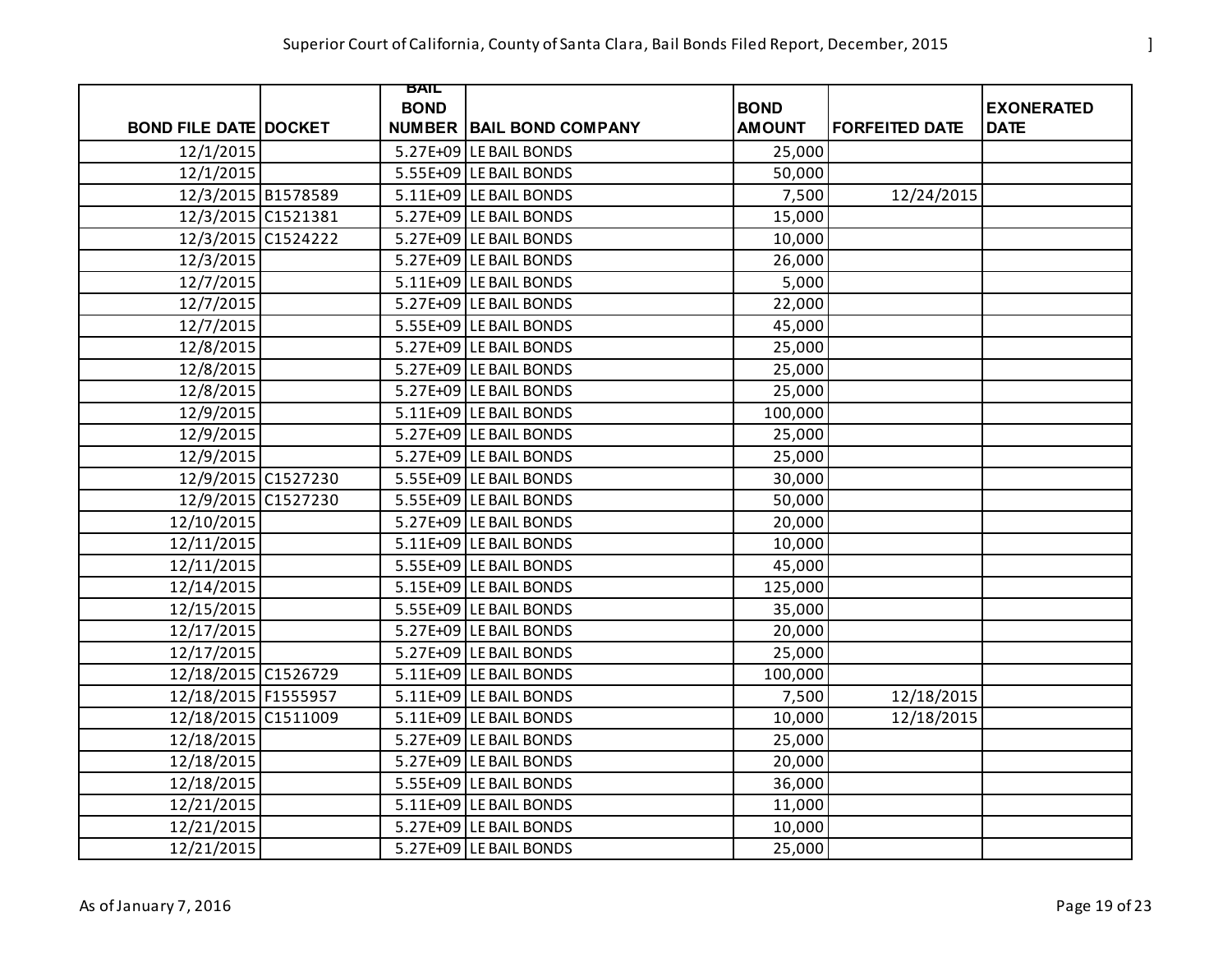Superior Court of California, County of Santa Clara, Bail Bonds Filed Report, December, 2015

| BOND FILE DATE | DOCKET | BAIL BOND NUMBER | BAIL BOND COMPANY | BOND AMOUNT | FORFEITED DATE | EXONERATED DATE |
|---|---|---|---|---|---|---|
| 12/1/2015 | | 5.27E+09 | LE BAIL BONDS | 25,000 | | |
| 12/1/2015 | | 5.55E+09 | LE BAIL BONDS | 50,000 | | |
| 12/3/2015 | B1578589 | 5.11E+09 | LE BAIL BONDS | 7,500 | 12/24/2015 | |
| 12/3/2015 | C1521381 | 5.27E+09 | LE BAIL BONDS | 15,000 | | |
| 12/3/2015 | C1524222 | 5.27E+09 | LE BAIL BONDS | 10,000 | | |
| 12/3/2015 | | 5.27E+09 | LE BAIL BONDS | 26,000 | | |
| 12/7/2015 | | 5.11E+09 | LE BAIL BONDS | 5,000 | | |
| 12/7/2015 | | 5.27E+09 | LE BAIL BONDS | 22,000 | | |
| 12/7/2015 | | 5.55E+09 | LE BAIL BONDS | 45,000 | | |
| 12/8/2015 | | 5.27E+09 | LE BAIL BONDS | 25,000 | | |
| 12/8/2015 | | 5.27E+09 | LE BAIL BONDS | 25,000 | | |
| 12/8/2015 | | 5.27E+09 | LE BAIL BONDS | 25,000 | | |
| 12/9/2015 | | 5.11E+09 | LE BAIL BONDS | 100,000 | | |
| 12/9/2015 | | 5.27E+09 | LE BAIL BONDS | 25,000 | | |
| 12/9/2015 | | 5.27E+09 | LE BAIL BONDS | 25,000 | | |
| 12/9/2015 | C1527230 | 5.55E+09 | LE BAIL BONDS | 30,000 | | |
| 12/9/2015 | C1527230 | 5.55E+09 | LE BAIL BONDS | 50,000 | | |
| 12/10/2015 | | 5.27E+09 | LE BAIL BONDS | 20,000 | | |
| 12/11/2015 | | 5.11E+09 | LE BAIL BONDS | 10,000 | | |
| 12/11/2015 | | 5.55E+09 | LE BAIL BONDS | 45,000 | | |
| 12/14/2015 | | 5.15E+09 | LE BAIL BONDS | 125,000 | | |
| 12/15/2015 | | 5.55E+09 | LE BAIL BONDS | 35,000 | | |
| 12/17/2015 | | 5.27E+09 | LE BAIL BONDS | 20,000 | | |
| 12/17/2015 | | 5.27E+09 | LE BAIL BONDS | 25,000 | | |
| 12/18/2015 | C1526729 | 5.11E+09 | LE BAIL BONDS | 100,000 | | |
| 12/18/2015 | F1555957 | 5.11E+09 | LE BAIL BONDS | 7,500 | 12/18/2015 | |
| 12/18/2015 | C1511009 | 5.11E+09 | LE BAIL BONDS | 10,000 | 12/18/2015 | |
| 12/18/2015 | | 5.27E+09 | LE BAIL BONDS | 25,000 | | |
| 12/18/2015 | | 5.27E+09 | LE BAIL BONDS | 20,000 | | |
| 12/18/2015 | | 5.55E+09 | LE BAIL BONDS | 36,000 | | |
| 12/21/2015 | | 5.11E+09 | LE BAIL BONDS | 11,000 | | |
| 12/21/2015 | | 5.27E+09 | LE BAIL BONDS | 10,000 | | |
| 12/21/2015 | | 5.27E+09 | LE BAIL BONDS | 25,000 | | |

As of January 7, 2016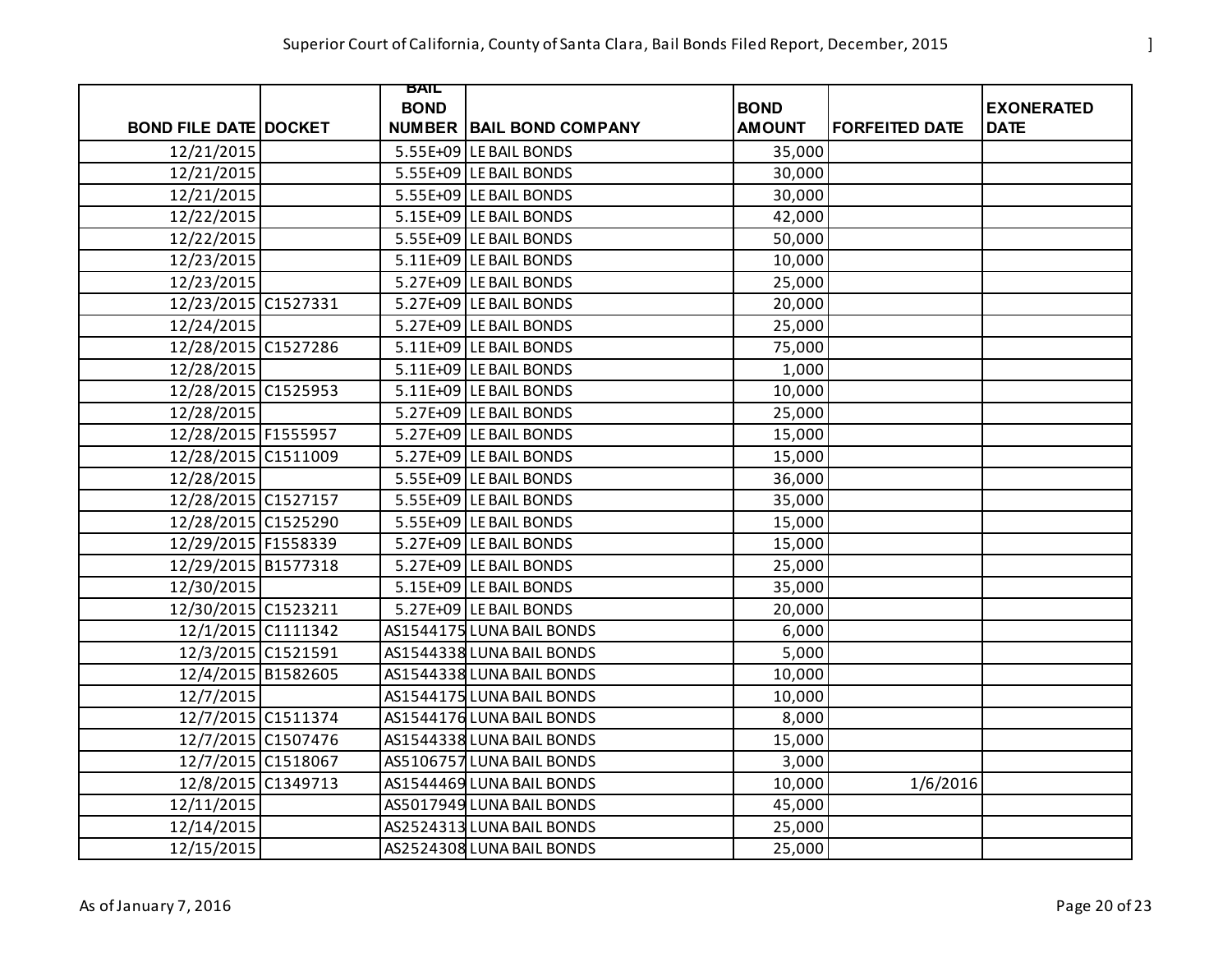Superior Court of California, County of Santa Clara, Bail Bonds Filed Report, December, 2015

| BOND FILE DATE | DOCKET | BAIL BOND NUMBER | BAIL BOND COMPANY | BOND AMOUNT | FORFEITED DATE | EXONERATED DATE |
|---|---|---|---|---|---|---|
| 12/21/2015 | | 5.55E+09 | LE BAIL BONDS | 35,000 | | |
| 12/21/2015 | | 5.55E+09 | LE BAIL BONDS | 30,000 | | |
| 12/21/2015 | | 5.55E+09 | LE BAIL BONDS | 30,000 | | |
| 12/22/2015 | | 5.15E+09 | LE BAIL BONDS | 42,000 | | |
| 12/22/2015 | | 5.55E+09 | LE BAIL BONDS | 50,000 | | |
| 12/23/2015 | | 5.11E+09 | LE BAIL BONDS | 10,000 | | |
| 12/23/2015 | | 5.27E+09 | LE BAIL BONDS | 25,000 | | |
| 12/23/2015 | C1527331 | 5.27E+09 | LE BAIL BONDS | 20,000 | | |
| 12/24/2015 | | 5.27E+09 | LE BAIL BONDS | 25,000 | | |
| 12/28/2015 | C1527286 | 5.11E+09 | LE BAIL BONDS | 75,000 | | |
| 12/28/2015 | | 5.11E+09 | LE BAIL BONDS | 1,000 | | |
| 12/28/2015 | C1525953 | 5.11E+09 | LE BAIL BONDS | 10,000 | | |
| 12/28/2015 | | 5.27E+09 | LE BAIL BONDS | 25,000 | | |
| 12/28/2015 | F1555957 | 5.27E+09 | LE BAIL BONDS | 15,000 | | |
| 12/28/2015 | C1511009 | 5.27E+09 | LE BAIL BONDS | 15,000 | | |
| 12/28/2015 | | 5.55E+09 | LE BAIL BONDS | 36,000 | | |
| 12/28/2015 | C1527157 | 5.55E+09 | LE BAIL BONDS | 35,000 | | |
| 12/28/2015 | C1525290 | 5.55E+09 | LE BAIL BONDS | 15,000 | | |
| 12/29/2015 | F1558339 | 5.27E+09 | LE BAIL BONDS | 15,000 | | |
| 12/29/2015 | B1577318 | 5.27E+09 | LE BAIL BONDS | 25,000 | | |
| 12/30/2015 | | 5.15E+09 | LE BAIL BONDS | 35,000 | | |
| 12/30/2015 | C1523211 | 5.27E+09 | LE BAIL BONDS | 20,000 | | |
| 12/1/2015 | C1111342 | AS1544175 | LUNA BAIL BONDS | 6,000 | | |
| 12/3/2015 | C1521591 | AS1544338 | LUNA BAIL BONDS | 5,000 | | |
| 12/4/2015 | B1582605 | AS1544338 | LUNA BAIL BONDS | 10,000 | | |
| 12/7/2015 | | AS1544175 | LUNA BAIL BONDS | 10,000 | | |
| 12/7/2015 | C1511374 | AS1544176 | LUNA BAIL BONDS | 8,000 | | |
| 12/7/2015 | C1507476 | AS1544338 | LUNA BAIL BONDS | 15,000 | | |
| 12/7/2015 | C1518067 | AS5106757 | LUNA BAIL BONDS | 3,000 | | |
| 12/8/2015 | C1349713 | AS1544469 | LUNA BAIL BONDS | 10,000 | 1/6/2016 | |
| 12/11/2015 | | AS5017949 | LUNA BAIL BONDS | 45,000 | | |
| 12/14/2015 | | AS2524313 | LUNA BAIL BONDS | 25,000 | | |
| 12/15/2015 | | AS2524308 | LUNA BAIL BONDS | 25,000 | | |

As of January 7, 2016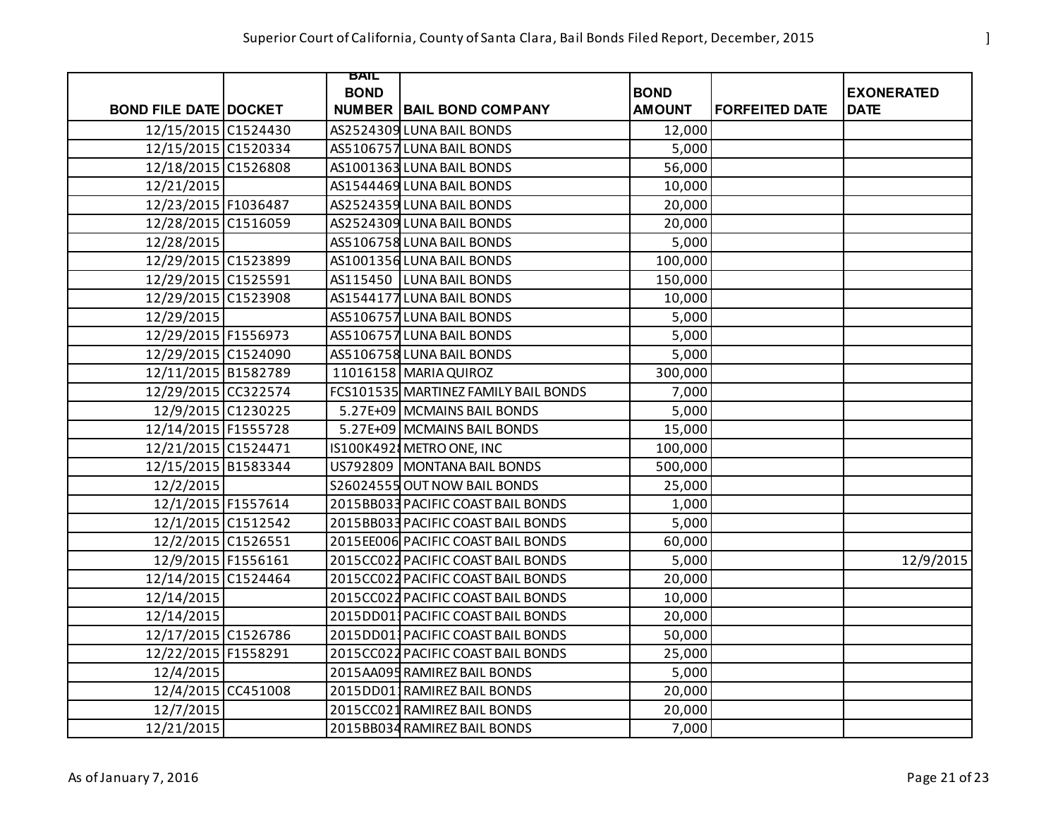# Superior Court of California, County of Santa Clara, Bail Bonds Filed Report, December, 2015

| BOND FILE DATE | DOCKET | BAIL BOND NUMBER | BAIL BOND COMPANY | BOND AMOUNT | FORFEITED DATE | EXONERATED DATE |
|---|---|---|---|---|---|---|
| 12/15/2015 | C1524430 | AS2524309 | LUNA BAIL BONDS | 12,000 | | |
| 12/15/2015 | C1520334 | AS5106757 | LUNA BAIL BONDS | 5,000 | | |
| 12/18/2015 | C1526808 | AS1001363 | LUNA BAIL BONDS | 56,000 | | |
| 12/21/2015 | | AS1544469 | LUNA BAIL BONDS | 10,000 | | |
| 12/23/2015 | F1036487 | AS2524359 | LUNA BAIL BONDS | 20,000 | | |
| 12/28/2015 | C1516059 | AS2524309 | LUNA BAIL BONDS | 20,000 | | |
| 12/28/2015 | | AS5106758 | LUNA BAIL BONDS | 5,000 | | |
| 12/29/2015 | C1523899 | AS1001356 | LUNA BAIL BONDS | 100,000 | | |
| 12/29/2015 | C1525591 | AS115450 | LUNA BAIL BONDS | 150,000 | | |
| 12/29/2015 | C1523908 | AS1544177 | LUNA BAIL BONDS | 10,000 | | |
| 12/29/2015 | | AS5106757 | LUNA BAIL BONDS | 5,000 | | |
| 12/29/2015 | F1556973 | AS5106757 | LUNA BAIL BONDS | 5,000 | | |
| 12/29/2015 | C1524090 | AS5106758 | LUNA BAIL BONDS | 5,000 | | |
| 12/11/2015 | B1582789 | 11016158 | MARIA QUIROZ | 300,000 | | |
| 12/29/2015 | CC322574 | FCS101535 | MARTINEZ FAMILY BAIL BONDS | 7,000 | | |
| 12/9/2015 | C1230225 | 5.27E+09 | MCMAINS BAIL BONDS | 5,000 | | |
| 12/14/2015 | F1555728 | 5.27E+09 | MCMAINS BAIL BONDS | 15,000 | | |
| 12/21/2015 | C1524471 | IS100K4928 | METRO ONE, INC | 100,000 | | |
| 12/15/2015 | B1583344 | US792809 | MONTANA BAIL BONDS | 500,000 | | |
| 12/2/2015 | | S26024555 | OUT NOW BAIL BONDS | 25,000 | | |
| 12/1/2015 | F1557614 | 2015BB033 | PACIFIC COAST BAIL BONDS | 1,000 | | |
| 12/1/2015 | C1512542 | 2015BB033 | PACIFIC COAST BAIL BONDS | 5,000 | | |
| 12/2/2015 | C1526551 | 2015EE006 | PACIFIC COAST BAIL BONDS | 60,000 | | |
| 12/9/2015 | F1556161 | 2015CC022 | PACIFIC COAST BAIL BONDS | 5,000 | | 12/9/2015 |
| 12/14/2015 | C1524464 | 2015CC022 | PACIFIC COAST BAIL BONDS | 20,000 | | |
| 12/14/2015 | | 2015CC022 | PACIFIC COAST BAIL BONDS | 10,000 | | |
| 12/14/2015 | | 2015DD013 | PACIFIC COAST BAIL BONDS | 20,000 | | |
| 12/17/2015 | C1526786 | 2015DD013 | PACIFIC COAST BAIL BONDS | 50,000 | | |
| 12/22/2015 | F1558291 | 2015CC022 | PACIFIC COAST BAIL BONDS | 25,000 | | |
| 12/4/2015 | | 2015AA095 | RAMIREZ BAIL BONDS | 5,000 | | |
| 12/4/2015 | CC451008 | 2015DD011 | RAMIREZ BAIL BONDS | 20,000 | | |
| 12/7/2015 | | 2015CC021 | RAMIREZ BAIL BONDS | 20,000 | | |
| 12/21/2015 | | 2015BB034 | RAMIREZ BAIL BONDS | 7,000 | | |

As of January 7, 2016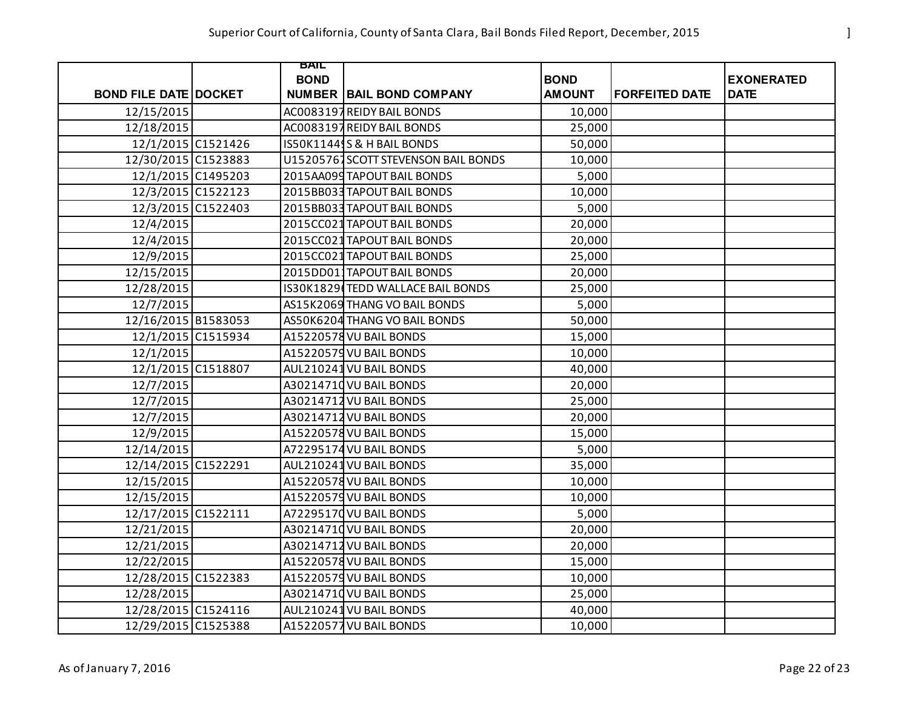Superior Court of California, County of Santa Clara, Bail Bonds Filed Report, December, 2015

| BOND FILE DATE | DOCKET | BAIL BOND NUMBER | BAIL BOND COMPANY | BOND AMOUNT | FORFEITED DATE | EXONERATED DATE |
|---|---|---|---|---|---|---|
| 12/15/2015 | | AC0083197 | REIDY BAIL BONDS | 10,000 | | |
| 12/18/2015 | | AC0083197 | REIDY BAIL BONDS | 25,000 | | |
| 12/1/2015 | C1521426 | IS50K1144 | S & H BAIL BONDS | 50,000 | | |
| 12/30/2015 | C1523883 | U15205767 | SCOTT STEVENSON BAIL BONDS | 10,000 | | |
| 12/1/2015 | C1495203 | 2015AA099 | TAPOUT BAIL BONDS | 5,000 | | |
| 12/3/2015 | C1522123 | 2015BB033 | TAPOUT BAIL BONDS | 10,000 | | |
| 12/3/2015 | C1522403 | 2015BB033 | TAPOUT BAIL BONDS | 5,000 | | |
| 12/4/2015 | | 2015CC021 | TAPOUT BAIL BONDS | 20,000 | | |
| 12/4/2015 | | 2015CC021 | TAPOUT BAIL BONDS | 20,000 | | |
| 12/9/2015 | | 2015CC021 | TAPOUT BAIL BONDS | 25,000 | | |
| 12/15/2015 | | 2015DD01 | TAPOUT BAIL BONDS | 20,000 | | |
| 12/28/2015 | | IS30K1829 | TEDD WALLACE BAIL BONDS | 25,000 | | |
| 12/7/2015 | | AS15K2069 | THANG VO BAIL BONDS | 5,000 | | |
| 12/16/2015 | B1583053 | AS50K6204 | THANG VO BAIL BONDS | 50,000 | | |
| 12/1/2015 | C1515934 | A15220578 | VU BAIL BONDS | 15,000 | | |
| 12/1/2015 | | A15220579 | VU BAIL BONDS | 10,000 | | |
| 12/1/2015 | C1518807 | AUL210241 | VU BAIL BONDS | 40,000 | | |
| 12/7/2015 | | A30214710 | VU BAIL BONDS | 20,000 | | |
| 12/7/2015 | | A30214712 | VU BAIL BONDS | 25,000 | | |
| 12/7/2015 | | A30214712 | VU BAIL BONDS | 20,000 | | |
| 12/9/2015 | | A15220578 | VU BAIL BONDS | 15,000 | | |
| 12/14/2015 | | A72295174 | VU BAIL BONDS | 5,000 | | |
| 12/14/2015 | C1522291 | AUL210241 | VU BAIL BONDS | 35,000 | | |
| 12/15/2015 | | A15220578 | VU BAIL BONDS | 10,000 | | |
| 12/15/2015 | | A15220579 | VU BAIL BONDS | 10,000 | | |
| 12/17/2015 | C1522111 | A72295170 | VU BAIL BONDS | 5,000 | | |
| 12/21/2015 | | A30214710 | VU BAIL BONDS | 20,000 | | |
| 12/21/2015 | | A30214712 | VU BAIL BONDS | 20,000 | | |
| 12/22/2015 | | A15220578 | VU BAIL BONDS | 15,000 | | |
| 12/28/2015 | C1522383 | A15220579 | VU BAIL BONDS | 10,000 | | |
| 12/28/2015 | | A30214710 | VU BAIL BONDS | 25,000 | | |
| 12/28/2015 | C1524116 | AUL210241 | VU BAIL BONDS | 40,000 | | |
| 12/29/2015 | C1525388 | A15220577 | VU BAIL BONDS | 10,000 | | |

As of January 7, 2016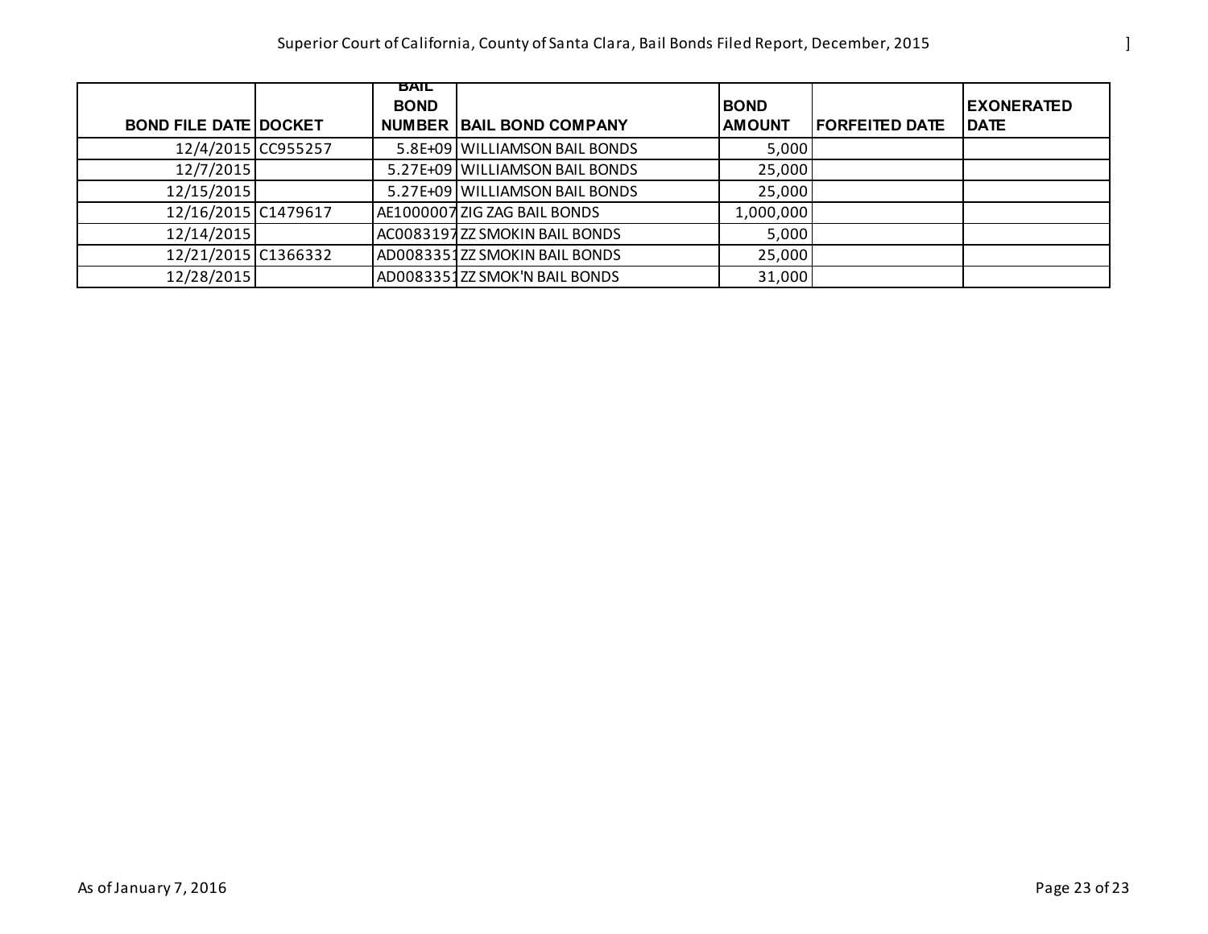| BOND FILE DATE | DOCKET | BAIL BOND NUMBER | BAIL BOND COMPANY | BOND AMOUNT | FORFEITED DATE | EXONERATED DATE |
|---|---|---|---|---|---|---|
| 12/4/2015 | CC955257 | 5.8E+09 | WILLIAMSON BAIL BONDS | 5,000 | | |
| 12/7/2015 | | 5.27E+09 | WILLIAMSON BAIL BONDS | 25,000 | | |
| 12/15/2015 | | 5.27E+09 | WILLIAMSON BAIL BONDS | 25,000 | | |
| 12/16/2015 | C1479617 | AE1000007 | ZIG ZAG BAIL BONDS | 1,000,000 | | |
| 12/14/2015 | | AC0083197 | ZZ SMOKIN BAIL BONDS | 5,000 | | |
| 12/21/2015 | C1366332 | AD0083351 | ZZ SMOKIN BAIL BONDS | 25,000 | | |
| 12/28/2015 | | AD0083351 | ZZ SMOK'N BAIL BONDS | 31,000 | | |

As of January 7, 2016